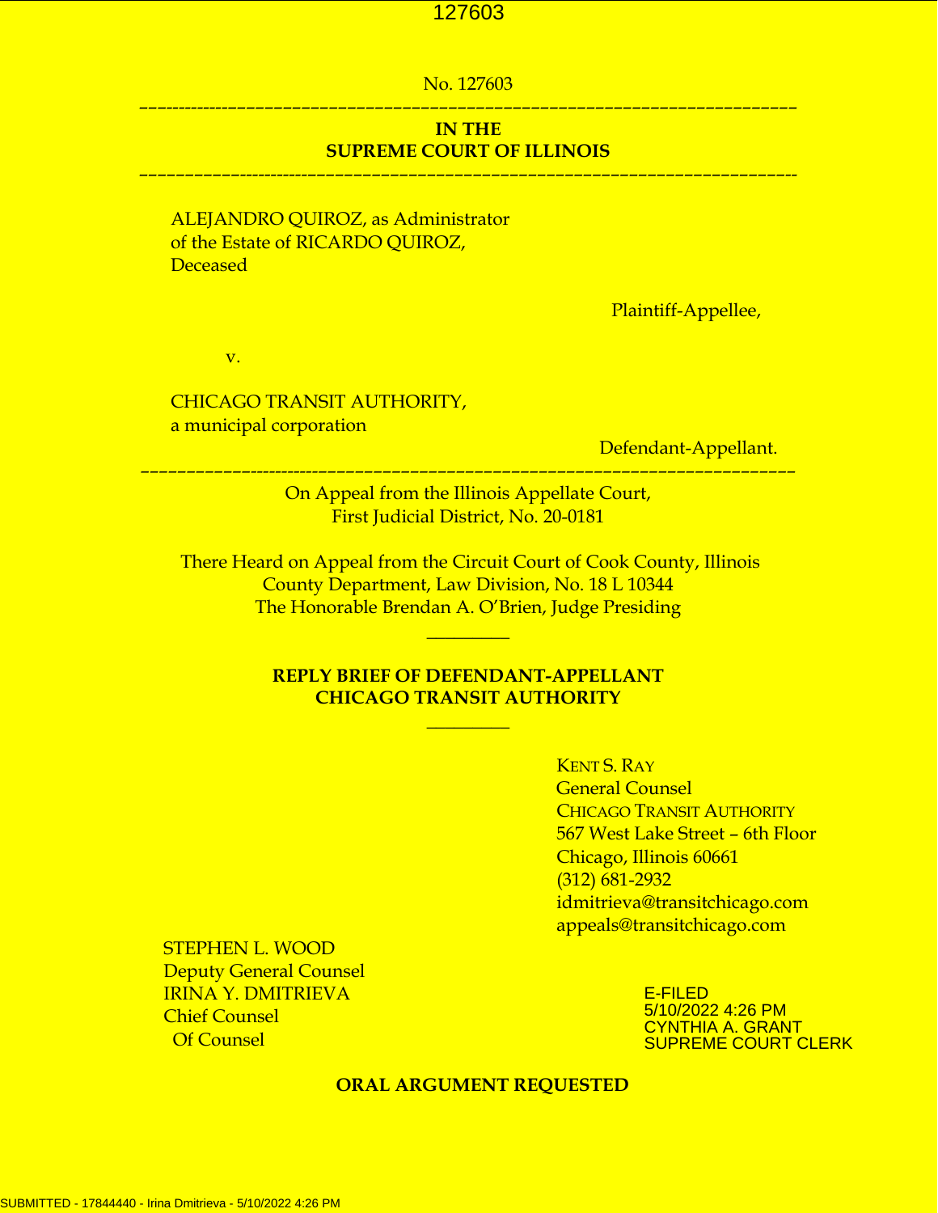No. 127603

---

**IN THE**
**SUPREME COURT OF ILLINOIS**

---

ALEJANDRO QUIROZ, as Administrator of the Estate of RICARDO QUIROZ, Deceased

Plaintiff-Appellee,

v.

CHICAGO TRANSIT AUTHORITY, a municipal corporation

Defendant-Appellant.

---

On Appeal from the Illinois Appellate Court,
First Judicial District, No. 20-0181

There Heard on Appeal from the Circuit Court of Cook County, Illinois
County Department, Law Division, No. 18 L 10344
The Honorable Brendan A. O'Brien, Judge Presiding

---

**REPLY BRIEF OF DEFENDANT-APPELLANT**
**CHICAGO TRANSIT AUTHORITY**

---

KENT S. RAY
General Counsel
CHICAGO TRANSIT AUTHORITY
567 West Lake Street – 6th Floor
Chicago, Illinois 60661
(312) 681-2932
idmitrieva@transitchicago.com
appeals@transitchicago.com

STEPHEN L. WOOD
Deputy General Counsel
IRINA Y. DMITRIEVA
Chief Counsel
Of Counsel

E-FILED
5/10/2022 4:26 PM
CYNTHIA A. GRANT
SUPREME COURT CLERK

**ORAL ARGUMENT REQUESTED**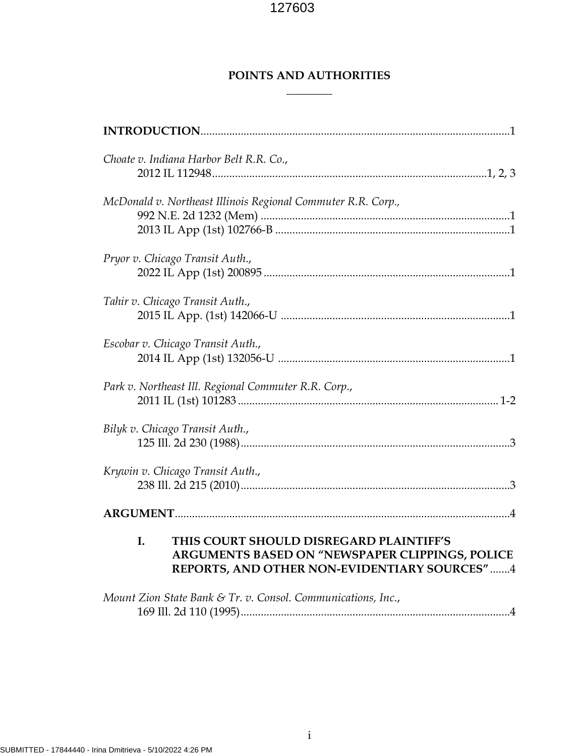## POINTS AND AUTHORITIES

**INTRODUCTION**...........................................................................................................1

*Choate v. Indiana Harbor Belt R.R. Co.*,
2012 IL 112948................................................................................................1, 2, 3

*McDonald v. Northeast Illinois Regional Commuter R.R. Corp.*,
992 N.E. 2d 1232 (Mem) .......................................................................................1
2013 IL App (1st) 102766-B ..................................................................................1

*Pryor v. Chicago Transit Auth.*,
2022 IL App (1st) 200895 ......................................................................................1

*Tahir v. Chicago Transit Auth.*,
2015 IL App. (1st) 142066-U ................................................................................1

*Escobar v. Chicago Transit Auth.*,
2014 IL App (1st) 132056-U .................................................................................1

*Park v. Northeast Ill. Regional Commuter R.R. Corp.*,
2011 IL (1st) 101283 ........................................................................................... 1-2

*Bilyk v. Chicago Transit Auth.*,
125 Ill. 2d 230 (1988).............................................................................................3

*Krywin v. Chicago Transit Auth.*,
238 Ill. 2d 215 (2010).............................................................................................3

**ARGUMENT**....................................................................................................................4

**I. THIS COURT SHOULD DISREGARD PLAINTIFF'S ARGUMENTS BASED ON "NEWSPAPER CLIPPINGS, POLICE REPORTS, AND OTHER NON-EVIDENTIARY SOURCES"**.......4

*Mount Zion State Bank & Tr. v. Consol. Communications, Inc.*,
169 Ill. 2d 110 (1995).............................................................................................4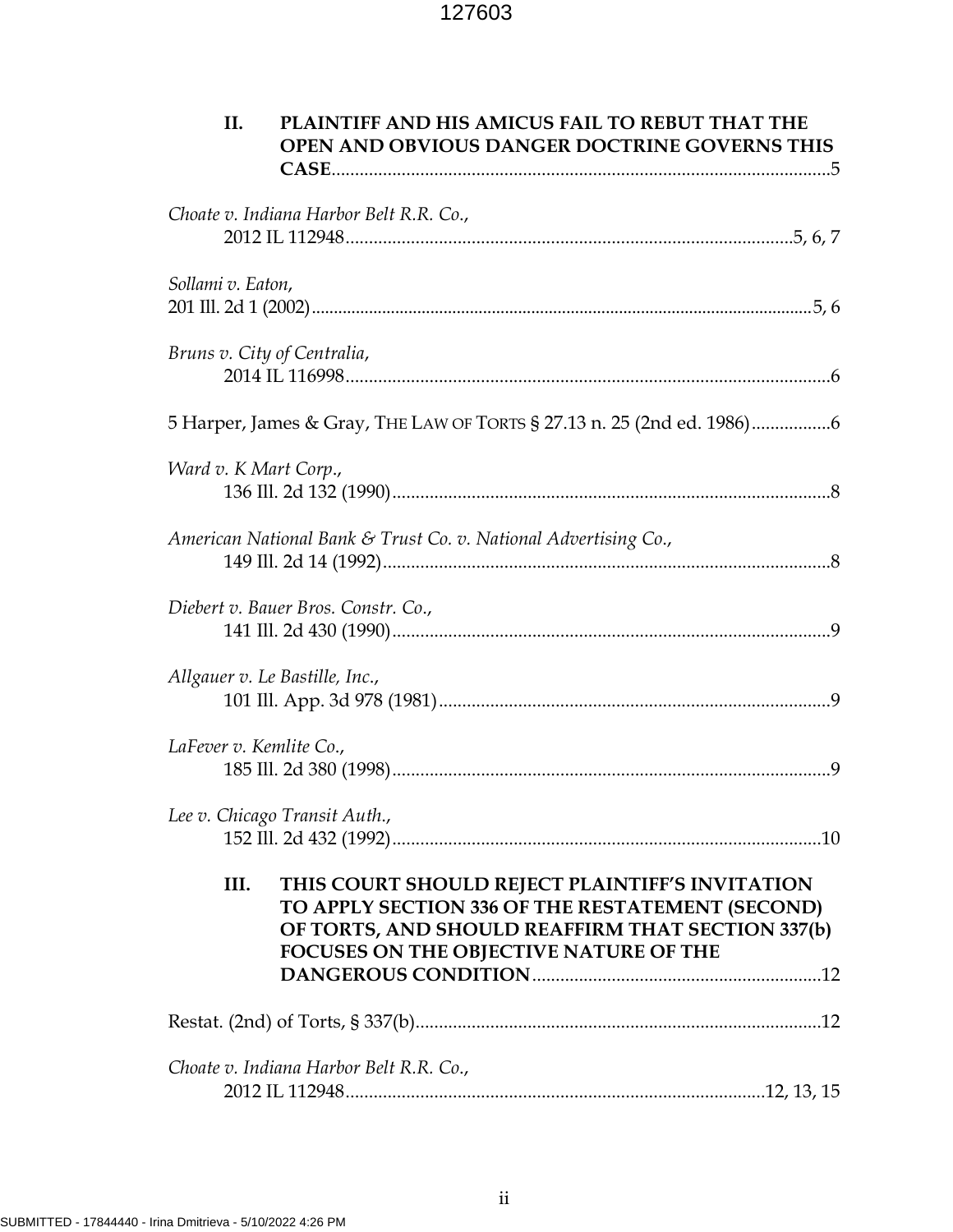**II. PLAINTIFF AND HIS AMICUS FAIL TO REBUT THAT THE OPEN AND OBVIOUS DANGER DOCTRINE GOVERNS THIS CASE**..........5

*Choate v. Indiana Harbor Belt R.R. Co.*, 2012 IL 112948..........5, 6, 7

*Sollami v. Eaton*, 201 Ill. 2d 1 (2002)..........5, 6

*Bruns v. City of Centralia*, 2014 IL 116998..........6

5 Harper, James & Gray, THE LAW OF TORTS § 27.13 n. 25 (2nd ed. 1986)..........6

*Ward v. K Mart Corp.*, 136 Ill. 2d 132 (1990)..........8

*American National Bank & Trust Co. v. National Advertising Co.*, 149 Ill. 2d 14 (1992)..........8

*Diebert v. Bauer Bros. Constr. Co.*, 141 Ill. 2d 430 (1990)..........9

*Allgauer v. Le Bastille, Inc.*, 101 Ill. App. 3d 978 (1981)..........9

*LaFever v. Kemlite Co.*, 185 Ill. 2d 380 (1998)..........9

*Lee v. Chicago Transit Auth.*, 152 Ill. 2d 432 (1992)..........10

**III. THIS COURT SHOULD REJECT PLAINTIFF'S INVITATION TO APPLY SECTION 336 OF THE RESTATEMENT (SECOND) OF TORTS, AND SHOULD REAFFIRM THAT SECTION 337(b) FOCUSES ON THE OBJECTIVE NATURE OF THE DANGEROUS CONDITION**..........12

Restat. (2nd) of Torts, § 337(b)..........12

*Choate v. Indiana Harbor Belt R.R. Co.*, 2012 IL 112948..........12, 13, 15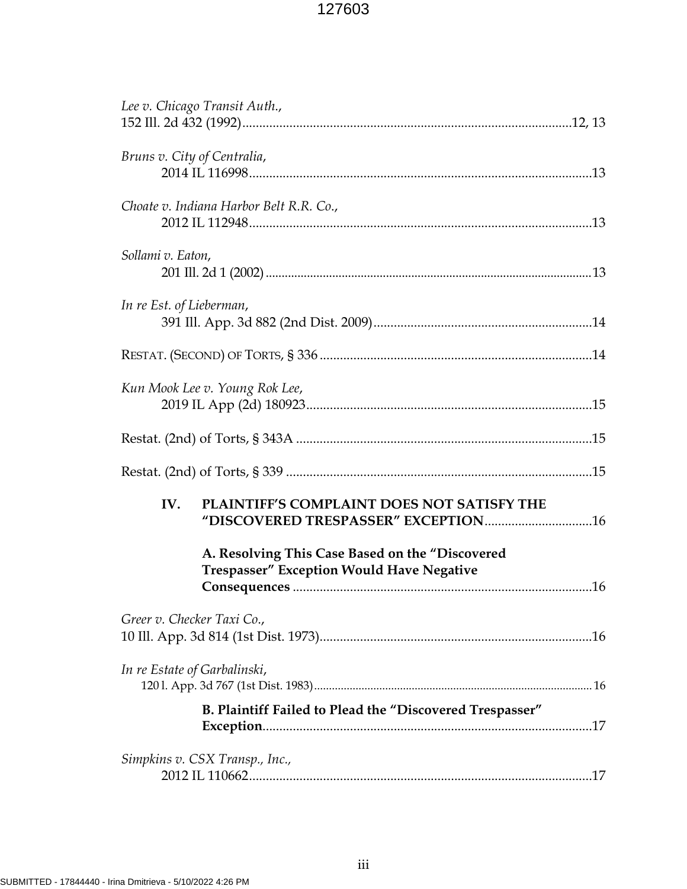*Lee v. Chicago Transit Auth.*,
152 Ill. 2d 432 (1992)....................................................................................................12, 13

*Bruns v. City of Centralia*,
2014 IL 116998....................................................................................................13

*Choate v. Indiana Harbor Belt R.R. Co.*,
2012 IL 112948....................................................................................................13

*Sollami v. Eaton*,
201 Ill. 2d 1 (2002)....................................................................................................13

*In re Est. of Lieberman*,
391 Ill. App. 3d 882 (2nd Dist. 2009)....................................................................................................14

RESTAT. (SECOND) OF TORTS, § 336....................................................................................................14

*Kun Mook Lee v. Young Rok Lee*,
2019 IL App (2d) 180923....................................................................................................15

Restat. (2nd) of Torts, § 343A....................................................................................................15

Restat. (2nd) of Torts, § 339....................................................................................................15

**IV. PLAINTIFF'S COMPLAINT DOES NOT SATISFY THE "DISCOVERED TRESPASSER" EXCEPTION**....................................16

**A. Resolving This Case Based on the "Discovered Trespasser" Exception Would Have Negative Consequences**....................................16

*Greer v. Checker Taxi Co.*,
10 Ill. App. 3d 814 (1st Dist. 1973)....................................................................................................16

*In re Estate of Garbalinski*,
120 l. App. 3d 767 (1st Dist. 1983)....................................................................................................16

**B. Plaintiff Failed to Plead the "Discovered Trespasser" Exception**....................................................................................................17

*Simpkins v. CSX Transp., Inc.*,
2012 IL 110662....................................................................................................17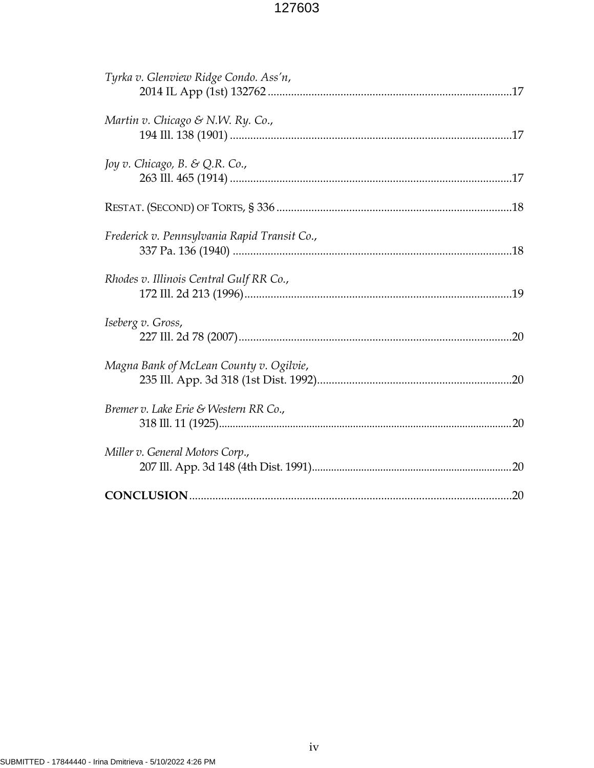*Tyrka v. Glenview Ridge Condo. Ass'n*,
2014 IL App (1st) 132762 ....................................................................................17

*Martin v. Chicago & N.W. Ry. Co.*,
194 Ill. 138 (1901) ..................................................................................................17

*Joy v. Chicago, B. & Q.R. Co.*,
263 Ill. 465 (1914) ..................................................................................................17

RESTAT. (SECOND) OF TORTS, § 336 .................................................................................18

*Frederick v. Pennsylvania Rapid Transit Co.*,
337 Pa. 136 (1940) ..................................................................................................18

*Rhodes v. Illinois Central Gulf RR Co.*,
172 Ill. 2d 213 (1996)..............................................................................................19

*Iseberg v. Gross*,
227 Ill. 2d 78 (2007)................................................................................................20

*Magna Bank of McLean County v. Ogilvie*,
235 Ill. App. 3d 318 (1st Dist. 1992)...................................................................20

*Bremer v. Lake Erie & Western RR Co.*,
318 Ill. 11 (1925)......................................................................................................20

*Miller v. General Motors Corp.*,
207 Ill. App. 3d 148 (4th Dist. 1991).......................................................................20

**CONCLUSION**...............................................................................................................20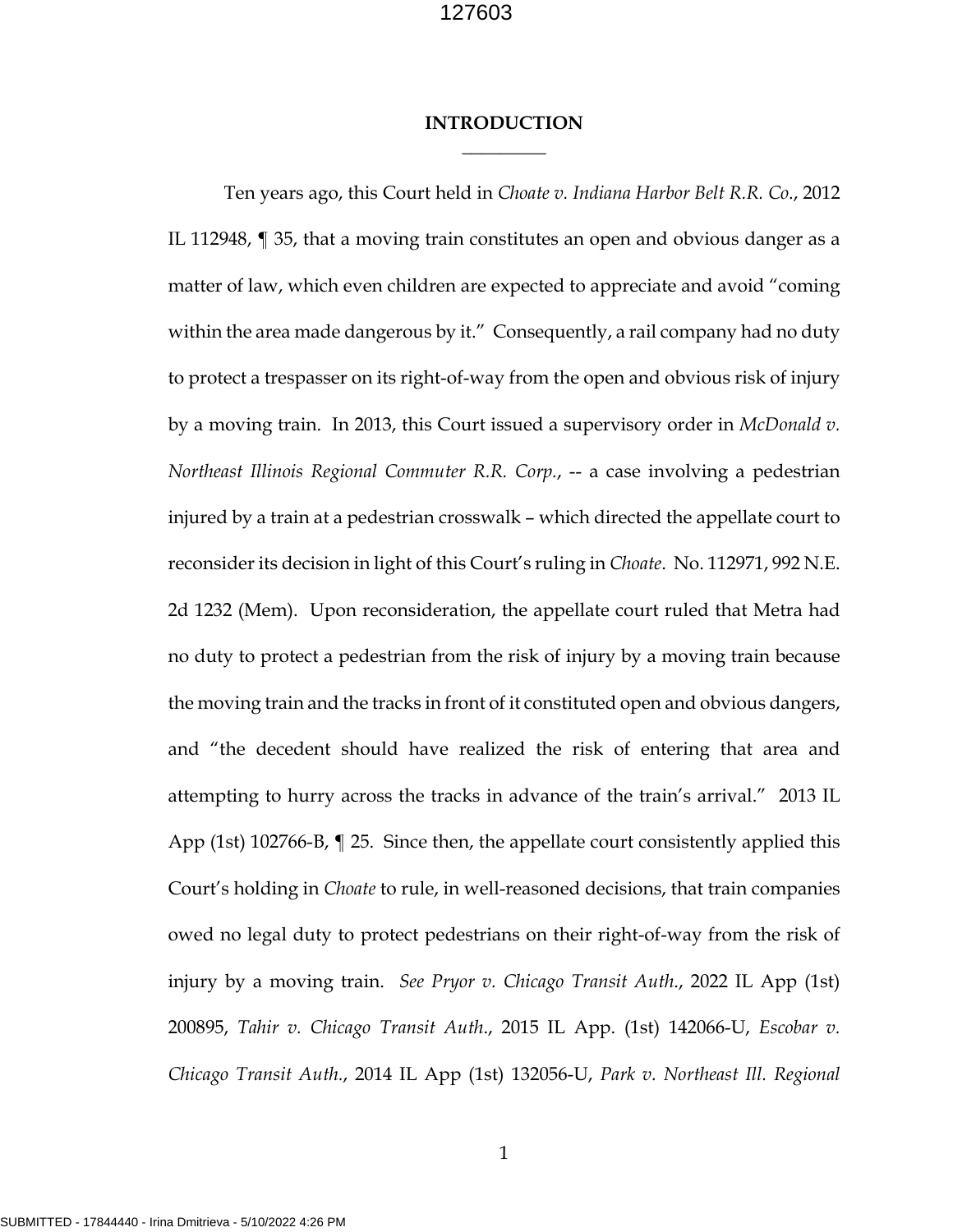# INTRODUCTION

Ten years ago, this Court held in *Choate v. Indiana Harbor Belt R.R. Co.*, 2012 IL 112948, ¶ 35, that a moving train constitutes an open and obvious danger as a matter of law, which even children are expected to appreciate and avoid "coming within the area made dangerous by it." Consequently, a rail company had no duty to protect a trespasser on its right-of-way from the open and obvious risk of injury by a moving train. In 2013, this Court issued a supervisory order in *McDonald v. Northeast Illinois Regional Commuter R.R. Corp.*, -- a case involving a pedestrian injured by a train at a pedestrian crosswalk – which directed the appellate court to reconsider its decision in light of this Court's ruling in *Choate*. No. 112971, 992 N.E. 2d 1232 (Mem). Upon reconsideration, the appellate court ruled that Metra had no duty to protect a pedestrian from the risk of injury by a moving train because the moving train and the tracks in front of it constituted open and obvious dangers, and "the decedent should have realized the risk of entering that area and attempting to hurry across the tracks in advance of the train's arrival." 2013 IL App (1st) 102766-B, ¶ 25. Since then, the appellate court consistently applied this Court's holding in *Choate* to rule, in well-reasoned decisions, that train companies owed no legal duty to protect pedestrians on their right-of-way from the risk of injury by a moving train. *See Pryor v. Chicago Transit Auth.*, 2022 IL App (1st) 200895, *Tahir v. Chicago Transit Auth.*, 2015 IL App. (1st) 142066-U, *Escobar v. Chicago Transit Auth.*, 2014 IL App (1st) 132056-U, *Park v. Northeast Ill. Regional*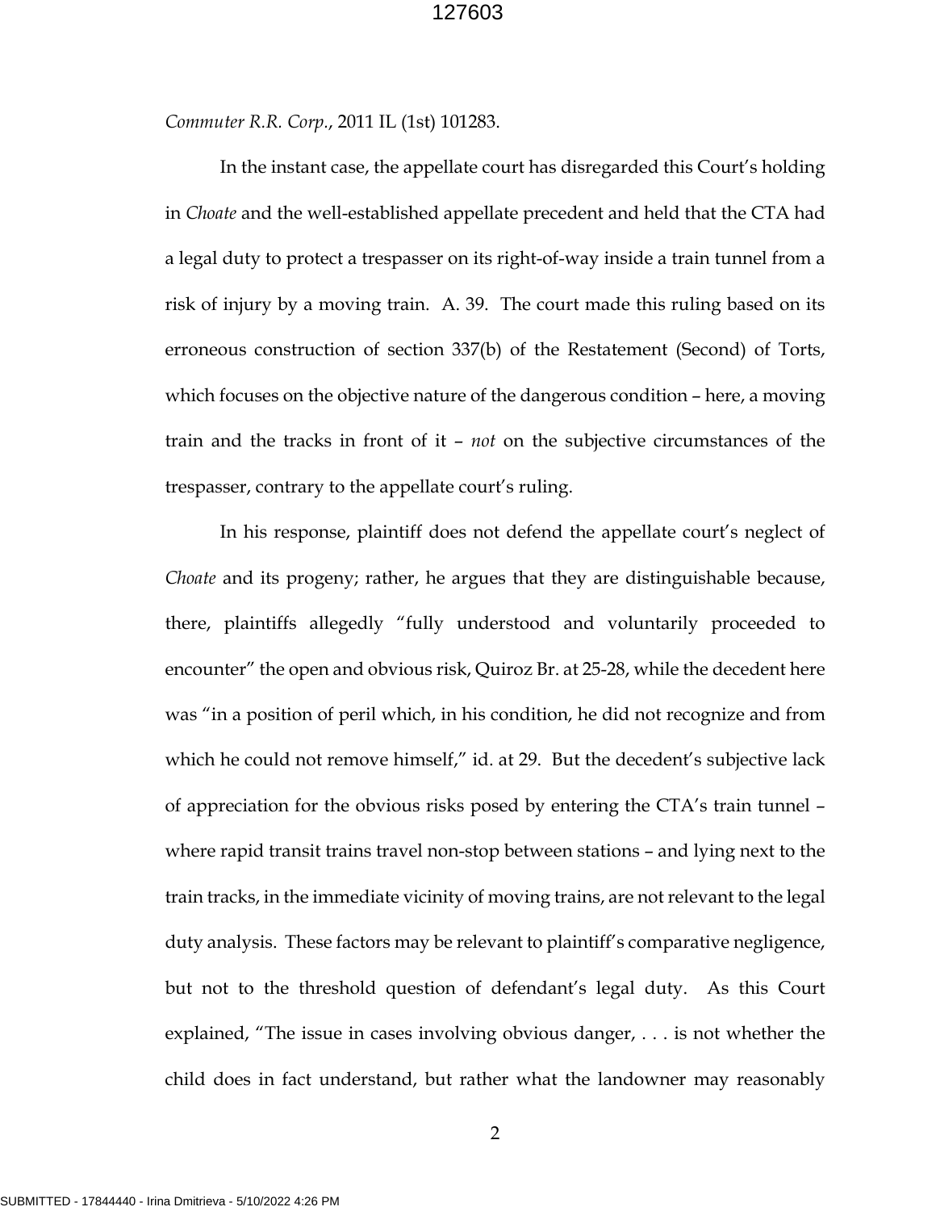*Commuter R.R. Corp*., 2011 IL (1st) 101283.

In the instant case, the appellate court has disregarded this Court's holding in *Choate* and the well-established appellate precedent and held that the CTA had a legal duty to protect a trespasser on its right-of-way inside a train tunnel from a risk of injury by a moving train. A. 39. The court made this ruling based on its erroneous construction of section 337(b) of the Restatement (Second) of Torts, which focuses on the objective nature of the dangerous condition – here, a moving train and the tracks in front of it – *not* on the subjective circumstances of the trespasser, contrary to the appellate court's ruling.

In his response, plaintiff does not defend the appellate court's neglect of *Choate* and its progeny; rather, he argues that they are distinguishable because, there, plaintiffs allegedly "fully understood and voluntarily proceeded to encounter" the open and obvious risk, Quiroz Br. at 25-28, while the decedent here was "in a position of peril which, in his condition, he did not recognize and from which he could not remove himself," id. at 29. But the decedent's subjective lack of appreciation for the obvious risks posed by entering the CTA's train tunnel – where rapid transit trains travel non-stop between stations – and lying next to the train tracks, in the immediate vicinity of moving trains, are not relevant to the legal duty analysis. These factors may be relevant to plaintiff's comparative negligence, but not to the threshold question of defendant's legal duty. As this Court explained, "The issue in cases involving obvious danger, . . . is not whether the child does in fact understand, but rather what the landowner may reasonably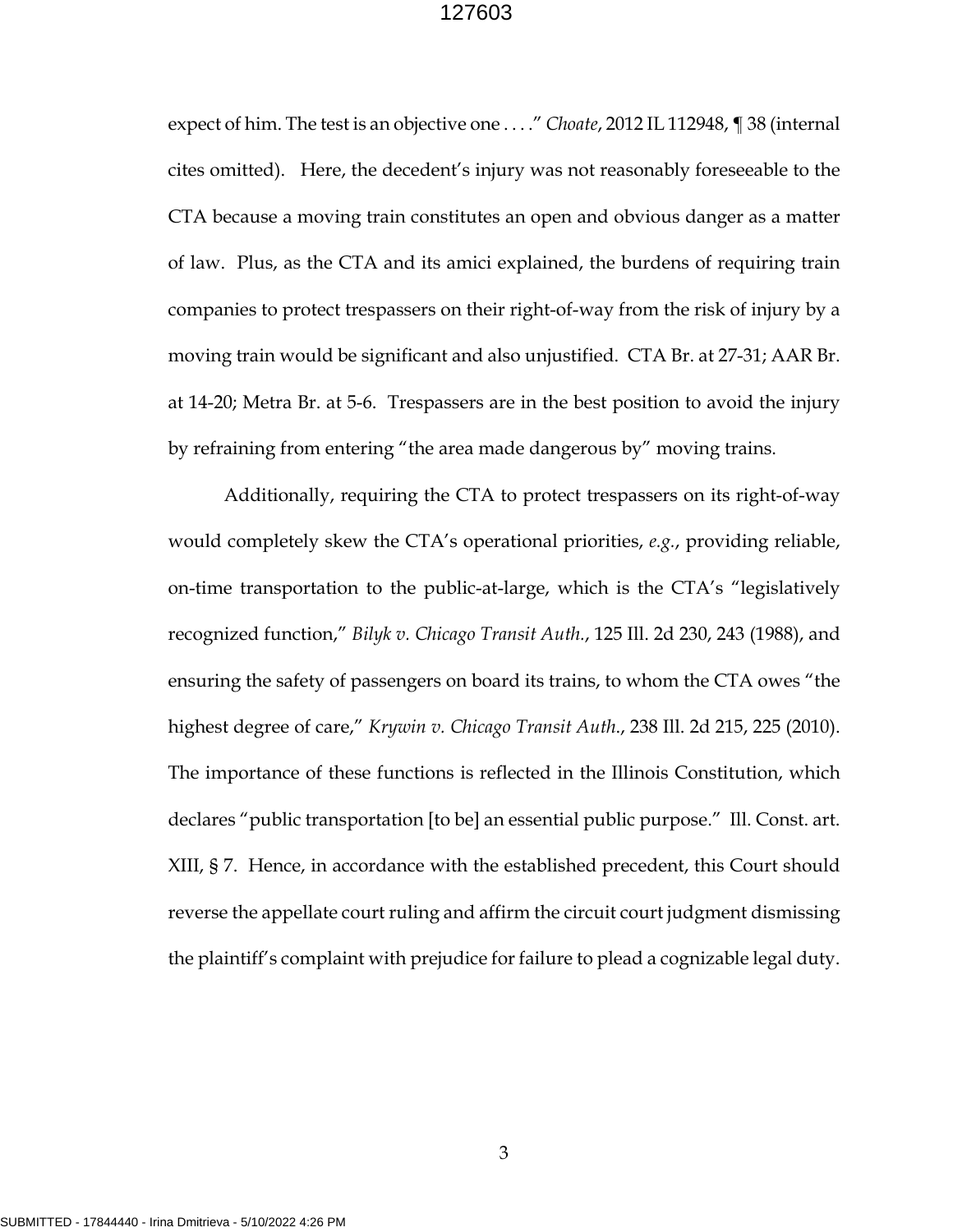expect of him. The test is an objective one . . . ." *Choate*, 2012 IL 112948, ¶ 38 (internal cites omitted). Here, the decedent's injury was not reasonably foreseeable to the CTA because a moving train constitutes an open and obvious danger as a matter of law. Plus, as the CTA and its amici explained, the burdens of requiring train companies to protect trespassers on their right-of-way from the risk of injury by a moving train would be significant and also unjustified. CTA Br. at 27-31; AAR Br. at 14-20; Metra Br. at 5-6. Trespassers are in the best position to avoid the injury by refraining from entering "the area made dangerous by" moving trains.

Additionally, requiring the CTA to protect trespassers on its right-of-way would completely skew the CTA's operational priorities, *e.g.*, providing reliable, on-time transportation to the public-at-large, which is the CTA's "legislatively recognized function," *Bilyk v. Chicago Transit Auth.*, 125 Ill. 2d 230, 243 (1988), and ensuring the safety of passengers on board its trains, to whom the CTA owes "the highest degree of care," *Krywin v. Chicago Transit Auth.*, 238 Ill. 2d 215, 225 (2010). The importance of these functions is reflected in the Illinois Constitution, which declares "public transportation [to be] an essential public purpose." Ill. Const. art. XIII, § 7. Hence, in accordance with the established precedent, this Court should reverse the appellate court ruling and affirm the circuit court judgment dismissing the plaintiff's complaint with prejudice for failure to plead a cognizable legal duty.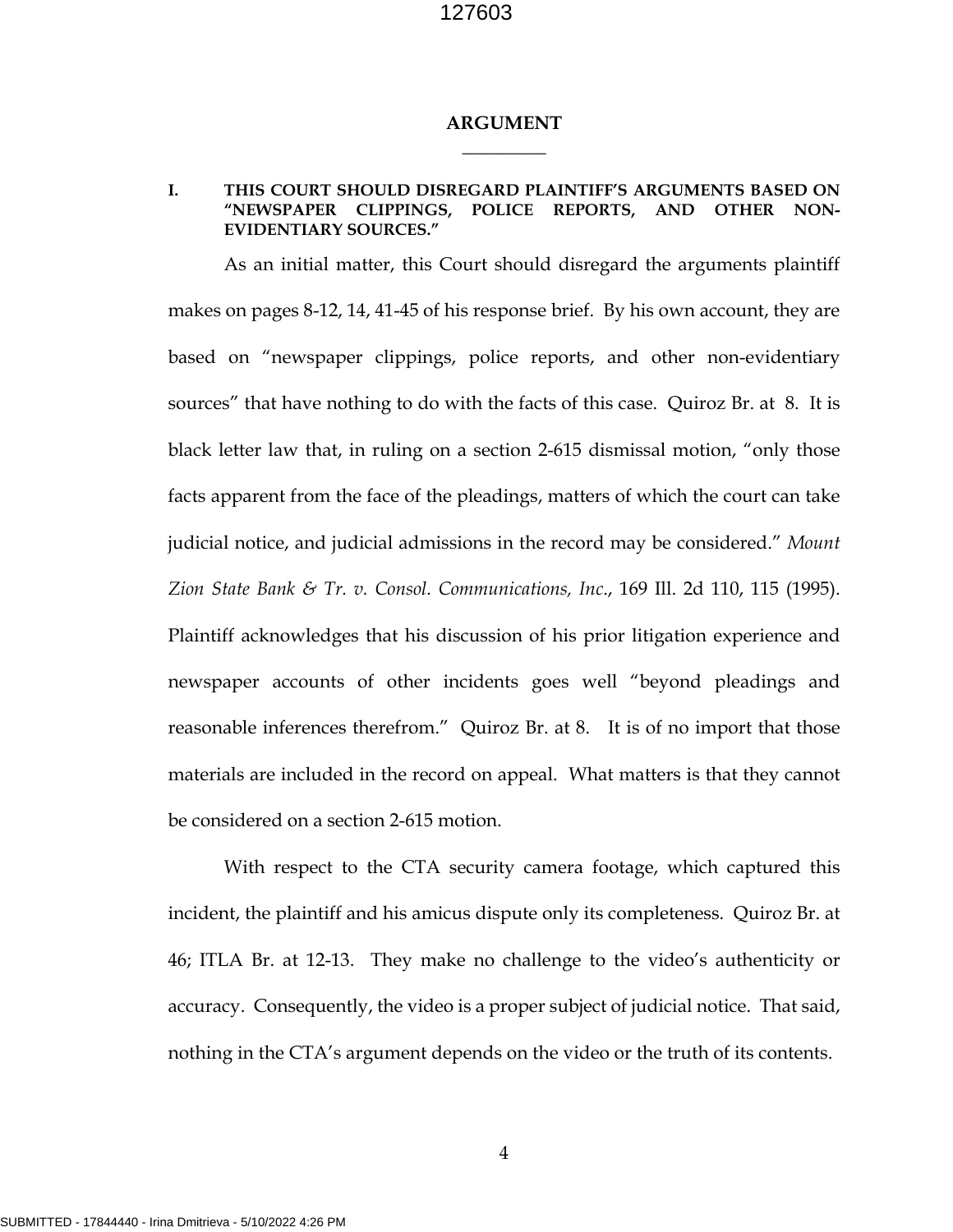# ARGUMENT

## I. THIS COURT SHOULD DISREGARD PLAINTIFF'S ARGUMENTS BASED ON "NEWSPAPER CLIPPINGS, POLICE REPORTS, AND OTHER NON-EVIDENTIARY SOURCES."

As an initial matter, this Court should disregard the arguments plaintiff makes on pages 8-12, 14, 41-45 of his response brief. By his own account, they are based on "newspaper clippings, police reports, and other non-evidentiary sources" that have nothing to do with the facts of this case. Quiroz Br. at 8. It is black letter law that, in ruling on a section 2-615 dismissal motion, "only those facts apparent from the face of the pleadings, matters of which the court can take judicial notice, and judicial admissions in the record may be considered." *Mount Zion State Bank & Tr. v. Consol. Communications, Inc.*, 169 Ill. 2d 110, 115 (1995). Plaintiff acknowledges that his discussion of his prior litigation experience and newspaper accounts of other incidents goes well "beyond pleadings and reasonable inferences therefrom." Quiroz Br. at 8. It is of no import that those materials are included in the record on appeal. What matters is that they cannot be considered on a section 2-615 motion.

With respect to the CTA security camera footage, which captured this incident, the plaintiff and his amicus dispute only its completeness. Quiroz Br. at 46; ITLA Br. at 12-13. They make no challenge to the video's authenticity or accuracy. Consequently, the video is a proper subject of judicial notice. That said, nothing in the CTA's argument depends on the video or the truth of its contents.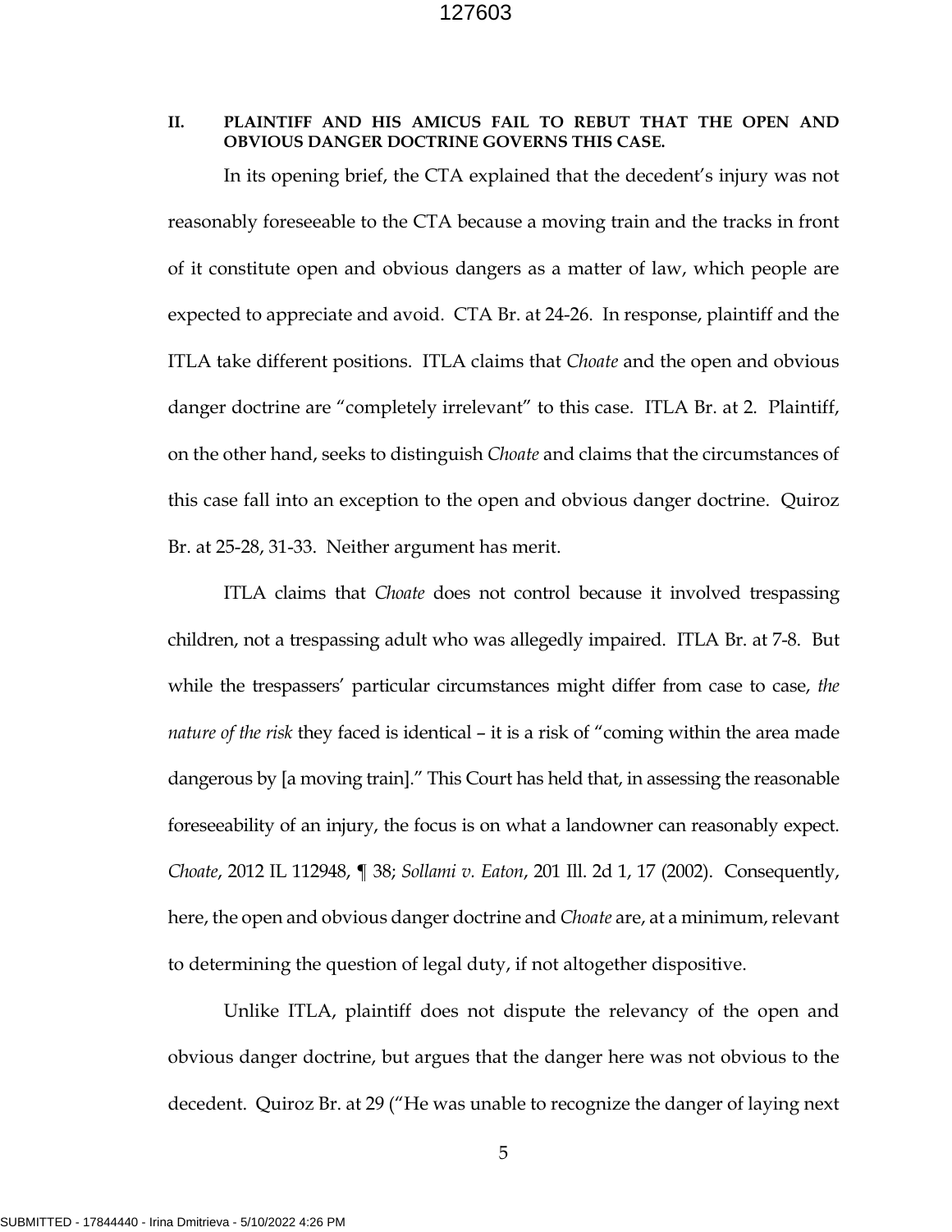## II. PLAINTIFF AND HIS AMICUS FAIL TO REBUT THAT THE OPEN AND OBVIOUS DANGER DOCTRINE GOVERNS THIS CASE.

In its opening brief, the CTA explained that the decedent's injury was not reasonably foreseeable to the CTA because a moving train and the tracks in front of it constitute open and obvious dangers as a matter of law, which people are expected to appreciate and avoid. CTA Br. at 24-26. In response, plaintiff and the ITLA take different positions. ITLA claims that *Choate* and the open and obvious danger doctrine are "completely irrelevant" to this case. ITLA Br. at 2. Plaintiff, on the other hand, seeks to distinguish *Choate* and claims that the circumstances of this case fall into an exception to the open and obvious danger doctrine. Quiroz Br. at 25-28, 31-33. Neither argument has merit.

ITLA claims that *Choate* does not control because it involved trespassing children, not a trespassing adult who was allegedly impaired. ITLA Br. at 7-8. But while the trespassers' particular circumstances might differ from case to case, *the nature of the risk* they faced is identical – it is a risk of "coming within the area made dangerous by [a moving train]." This Court has held that, in assessing the reasonable foreseeability of an injury, the focus is on what a landowner can reasonably expect. *Choate*, 2012 IL 112948, ¶ 38; *Sollami v. Eaton*, 201 Ill. 2d 1, 17 (2002). Consequently, here, the open and obvious danger doctrine and *Choate* are, at a minimum, relevant to determining the question of legal duty, if not altogether dispositive.

Unlike ITLA, plaintiff does not dispute the relevancy of the open and obvious danger doctrine, but argues that the danger here was not obvious to the decedent. Quiroz Br. at 29 ("He was unable to recognize the danger of laying next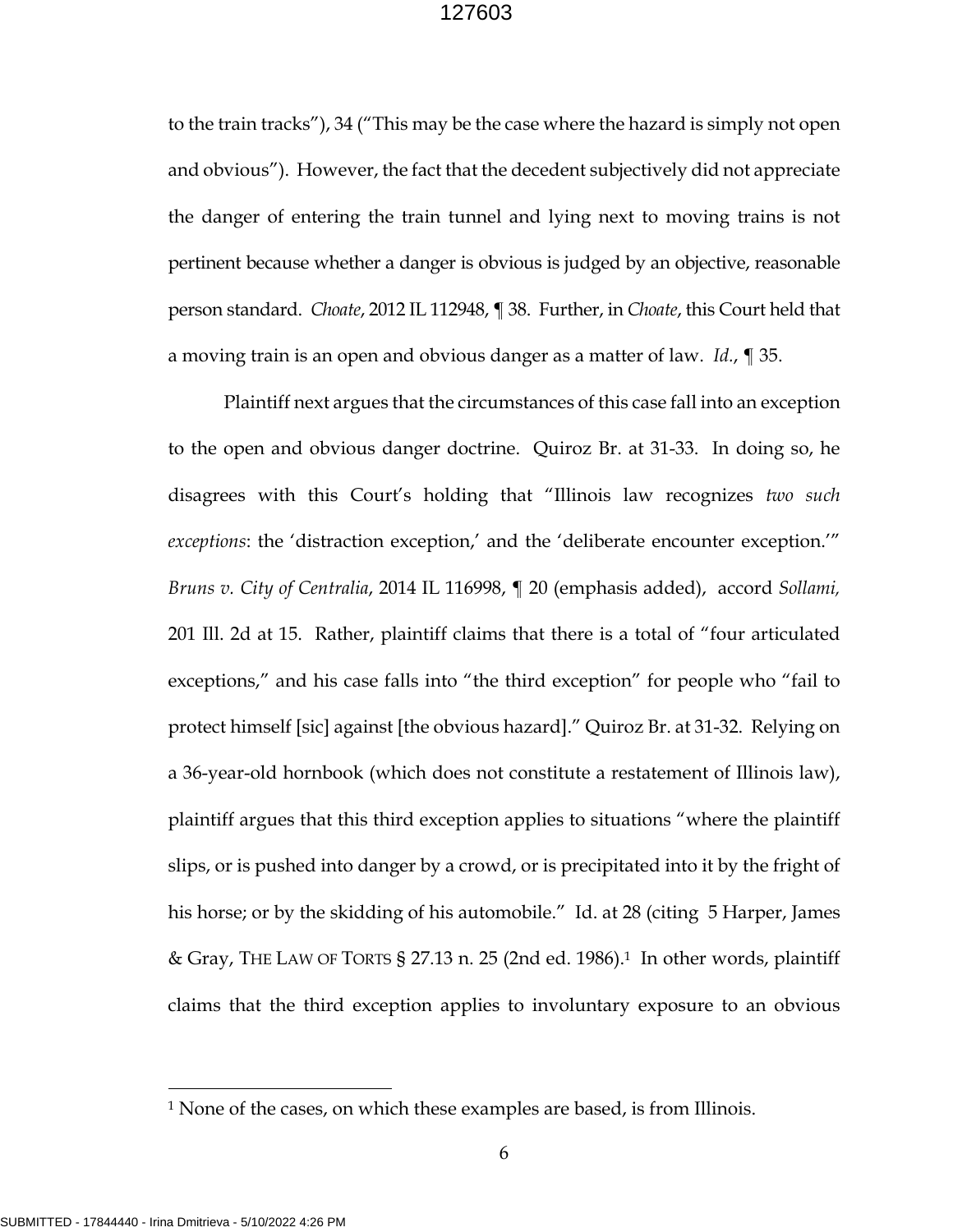to the train tracks"), 34 ("This may be the case where the hazard is simply not open and obvious"). However, the fact that the decedent subjectively did not appreciate the danger of entering the train tunnel and lying next to moving trains is not pertinent because whether a danger is obvious is judged by an objective, reasonable person standard. *Choate*, 2012 IL 112948, ¶ 38. Further, in *Choate*, this Court held that a moving train is an open and obvious danger as a matter of law. *Id.*, ¶ 35.

Plaintiff next argues that the circumstances of this case fall into an exception to the open and obvious danger doctrine. Quiroz Br. at 31-33. In doing so, he disagrees with this Court's holding that "Illinois law recognizes *two such exceptions*: the 'distraction exception,' and the 'deliberate encounter exception.'" *Bruns v. City of Centralia*, 2014 IL 116998, ¶ 20 (emphasis added), accord *Sollami,* 201 Ill. 2d at 15. Rather, plaintiff claims that there is a total of "four articulated exceptions," and his case falls into "the third exception" for people who "fail to protect himself [sic] against [the obvious hazard]." Quiroz Br. at 31-32. Relying on a 36-year-old hornbook (which does not constitute a restatement of Illinois law), plaintiff argues that this third exception applies to situations "where the plaintiff slips, or is pushed into danger by a crowd, or is precipitated into it by the fright of his horse; or by the skidding of his automobile." Id. at 28 (citing 5 Harper, James & Gray, THE LAW OF TORTS § 27.13 n. 25 (2nd ed. 1986).[1] In other words, plaintiff claims that the third exception applies to involuntary exposure to an obvious

[1] None of the cases, on which these examples are based, is from Illinois.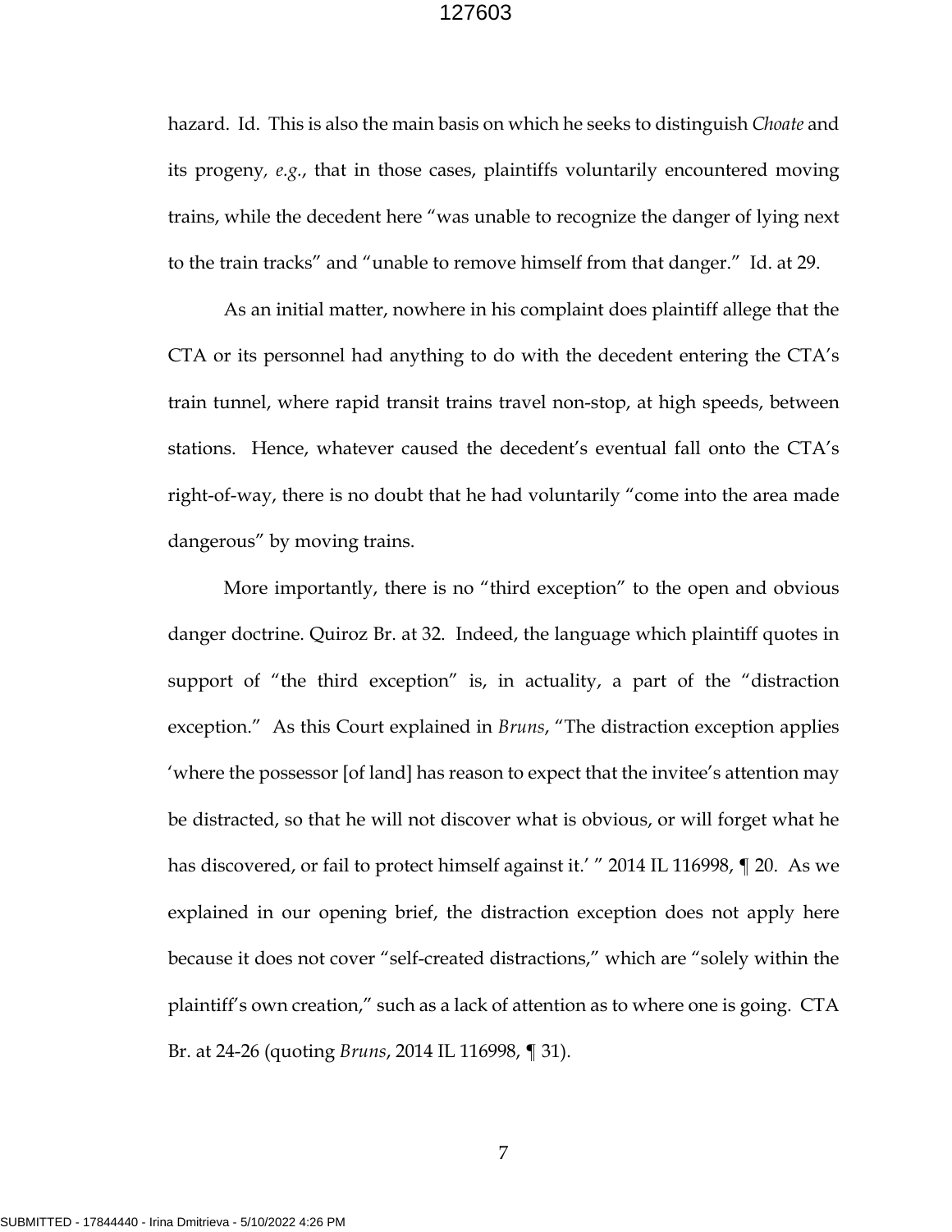hazard. Id. This is also the main basis on which he seeks to distinguish *Choate* and its progeny, *e.g.*, that in those cases, plaintiffs voluntarily encountered moving trains, while the decedent here "was unable to recognize the danger of lying next to the train tracks" and "unable to remove himself from that danger." Id. at 29.

As an initial matter, nowhere in his complaint does plaintiff allege that the CTA or its personnel had anything to do with the decedent entering the CTA's train tunnel, where rapid transit trains travel non-stop, at high speeds, between stations. Hence, whatever caused the decedent's eventual fall onto the CTA's right-of-way, there is no doubt that he had voluntarily "come into the area made dangerous" by moving trains.

More importantly, there is no "third exception" to the open and obvious danger doctrine. Quiroz Br. at 32. Indeed, the language which plaintiff quotes in support of "the third exception" is, in actuality, a part of the "distraction exception." As this Court explained in *Bruns*, "The distraction exception applies 'where the possessor [of land] has reason to expect that the invitee's attention may be distracted, so that he will not discover what is obvious, or will forget what he has discovered, or fail to protect himself against it.' " 2014 IL 116998, ¶ 20. As we explained in our opening brief, the distraction exception does not apply here because it does not cover "self-created distractions," which are "solely within the plaintiff's own creation," such as a lack of attention as to where one is going. CTA Br. at 24-26 (quoting *Bruns*, 2014 IL 116998, ¶ 31).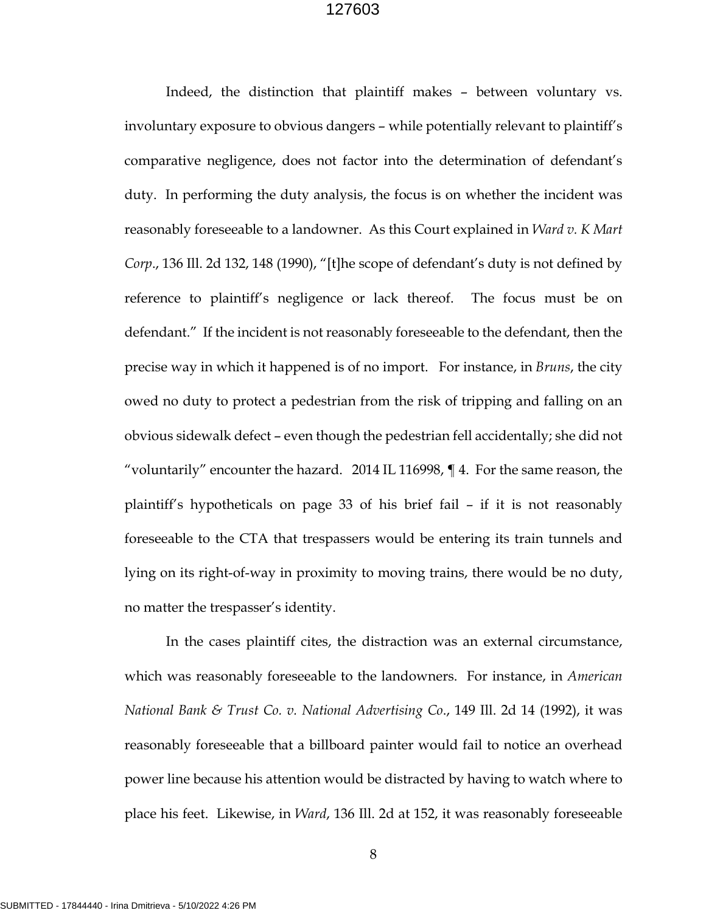Indeed, the distinction that plaintiff makes – between voluntary vs. involuntary exposure to obvious dangers – while potentially relevant to plaintiff's comparative negligence, does not factor into the determination of defendant's duty. In performing the duty analysis, the focus is on whether the incident was reasonably foreseeable to a landowner. As this Court explained in *Ward v. K Mart Corp*., 136 Ill. 2d 132, 148 (1990), "[t]he scope of defendant's duty is not defined by reference to plaintiff's negligence or lack thereof. The focus must be on defendant." If the incident is not reasonably foreseeable to the defendant, then the precise way in which it happened is of no import. For instance, in *Bruns*, the city owed no duty to protect a pedestrian from the risk of tripping and falling on an obvious sidewalk defect – even though the pedestrian fell accidentally; she did not "voluntarily" encounter the hazard. 2014 IL 116998, ¶ 4. For the same reason, the plaintiff's hypotheticals on page 33 of his brief fail – if it is not reasonably foreseeable to the CTA that trespassers would be entering its train tunnels and lying on its right-of-way in proximity to moving trains, there would be no duty, no matter the trespasser's identity.

In the cases plaintiff cites, the distraction was an external circumstance, which was reasonably foreseeable to the landowners. For instance, in *American National Bank & Trust Co. v. National Advertising Co*., 149 Ill. 2d 14 (1992), it was reasonably foreseeable that a billboard painter would fail to notice an overhead power line because his attention would be distracted by having to watch where to place his feet. Likewise, in *Ward*, 136 Ill. 2d at 152, it was reasonably foreseeable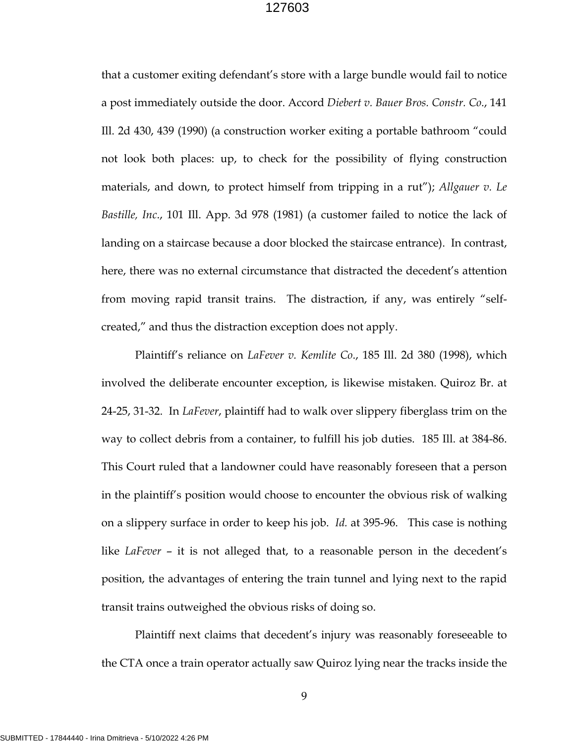that a customer exiting defendant's store with a large bundle would fail to notice a post immediately outside the door. Accord *Diebert v. Bauer Bros. Constr. Co.*, 141 Ill. 2d 430, 439 (1990) (a construction worker exiting a portable bathroom "could not look both places: up, to check for the possibility of flying construction materials, and down, to protect himself from tripping in a rut"); *Allgauer v. Le Bastille, Inc.*, 101 Ill. App. 3d 978 (1981) (a customer failed to notice the lack of landing on a staircase because a door blocked the staircase entrance). In contrast, here, there was no external circumstance that distracted the decedent's attention from moving rapid transit trains. The distraction, if any, was entirely "self-created," and thus the distraction exception does not apply.

Plaintiff's reliance on *LaFever v. Kemlite Co.*, 185 Ill. 2d 380 (1998), which involved the deliberate encounter exception, is likewise mistaken. Quiroz Br. at 24-25, 31-32. In *LaFever*, plaintiff had to walk over slippery fiberglass trim on the way to collect debris from a container, to fulfill his job duties. 185 Ill. at 384-86. This Court ruled that a landowner could have reasonably foreseen that a person in the plaintiff's position would choose to encounter the obvious risk of walking on a slippery surface in order to keep his job. *Id.* at 395-96. This case is nothing like *LaFever* – it is not alleged that, to a reasonable person in the decedent's position, the advantages of entering the train tunnel and lying next to the rapid transit trains outweighed the obvious risks of doing so.

Plaintiff next claims that decedent's injury was reasonably foreseeable to the CTA once a train operator actually saw Quiroz lying near the tracks inside the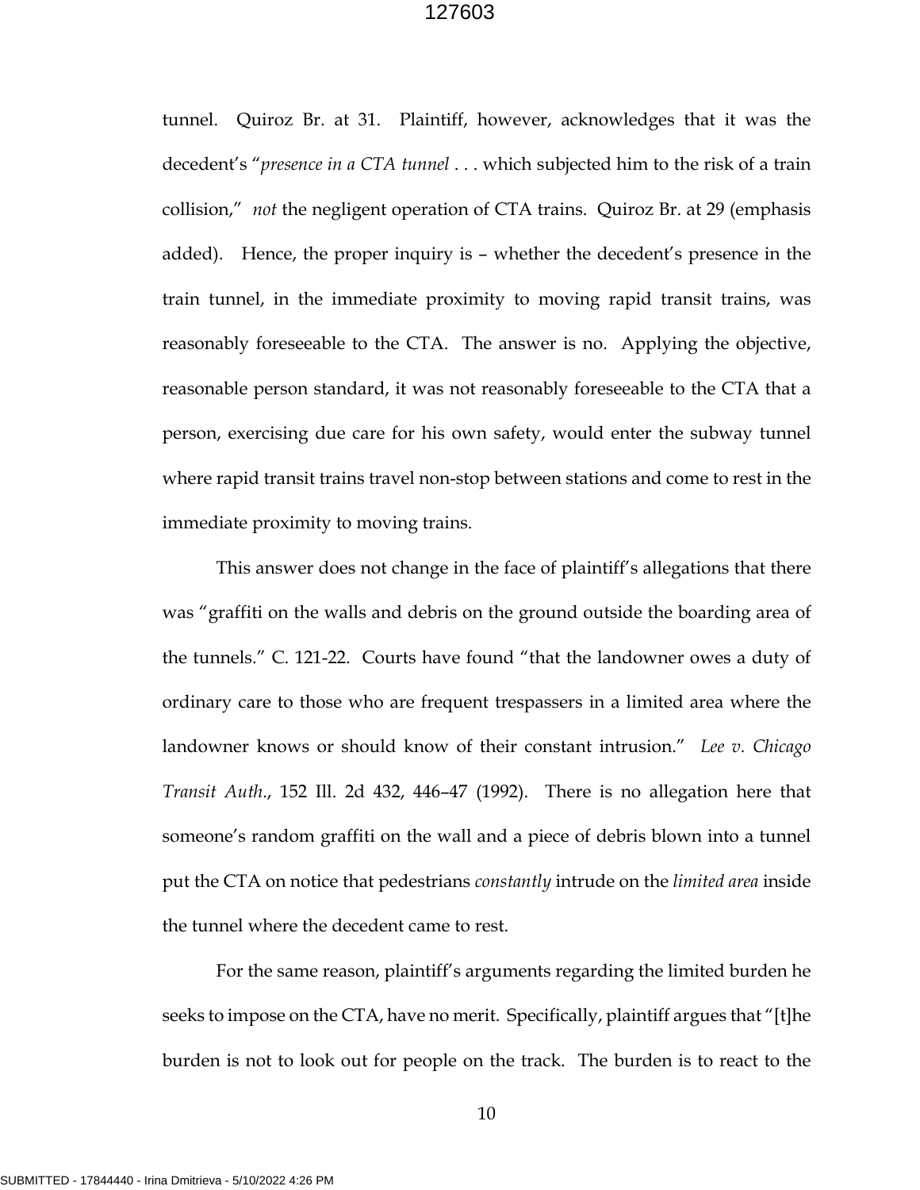tunnel. Quiroz Br. at 31. Plaintiff, however, acknowledges that it was the decedent's "*presence in a CTA tunnel* . . . which subjected him to the risk of a train collision," *not* the negligent operation of CTA trains. Quiroz Br. at 29 (emphasis added). Hence, the proper inquiry is – whether the decedent's presence in the train tunnel, in the immediate proximity to moving rapid transit trains, was reasonably foreseeable to the CTA. The answer is no. Applying the objective, reasonable person standard, it was not reasonably foreseeable to the CTA that a person, exercising due care for his own safety, would enter the subway tunnel where rapid transit trains travel non-stop between stations and come to rest in the immediate proximity to moving trains.

This answer does not change in the face of plaintiff's allegations that there was "graffiti on the walls and debris on the ground outside the boarding area of the tunnels." C. 121-22. Courts have found "that the landowner owes a duty of ordinary care to those who are frequent trespassers in a limited area where the landowner knows or should know of their constant intrusion." *Lee v. Chicago Transit Auth.*, 152 Ill. 2d 432, 446–47 (1992). There is no allegation here that someone's random graffiti on the wall and a piece of debris blown into a tunnel put the CTA on notice that pedestrians *constantly* intrude on the *limited area* inside the tunnel where the decedent came to rest.

For the same reason, plaintiff's arguments regarding the limited burden he seeks to impose on the CTA, have no merit. Specifically, plaintiff argues that "[t]he burden is not to look out for people on the track. The burden is to react to the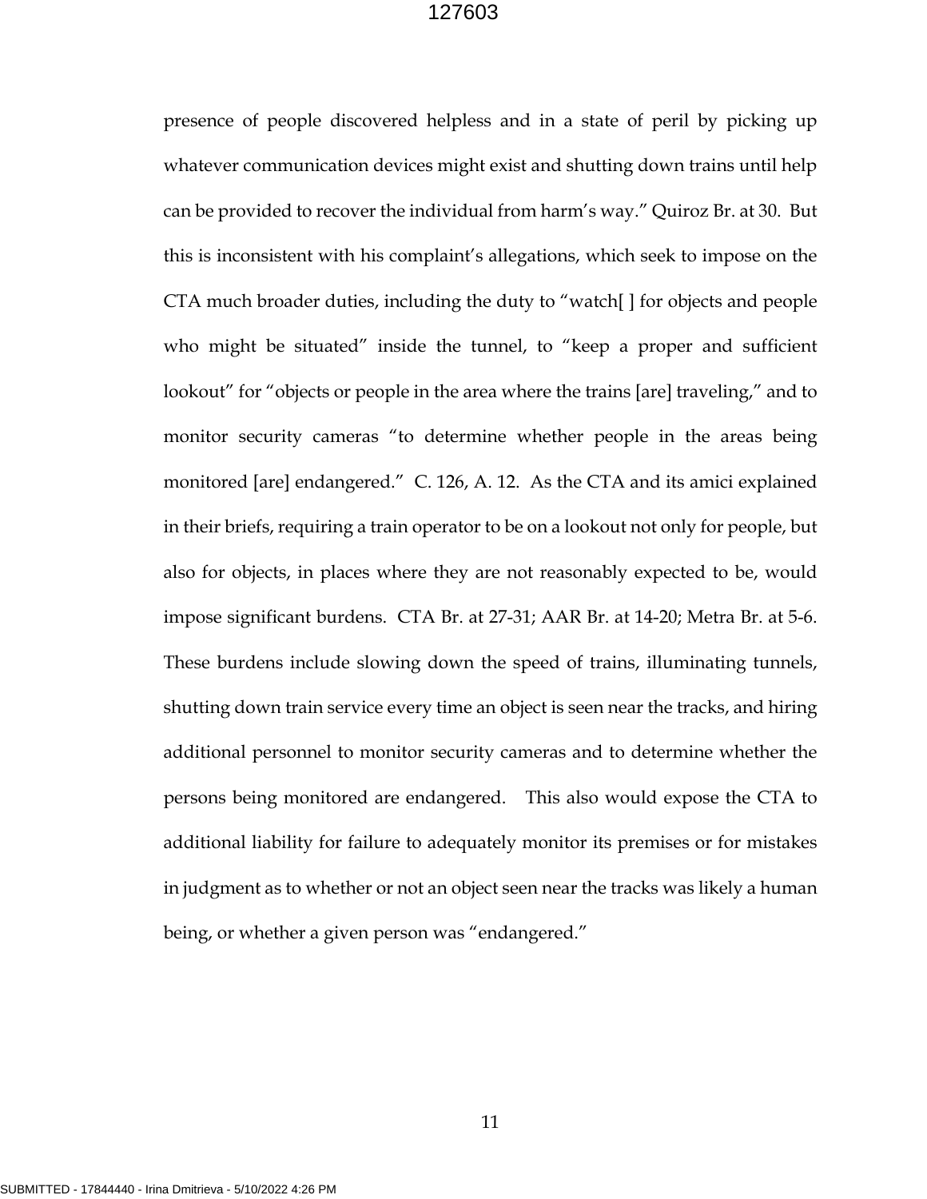presence of people discovered helpless and in a state of peril by picking up whatever communication devices might exist and shutting down trains until help can be provided to recover the individual from harm's way." Quiroz Br. at 30. But this is inconsistent with his complaint's allegations, which seek to impose on the CTA much broader duties, including the duty to "watch[ ] for objects and people who might be situated" inside the tunnel, to "keep a proper and sufficient lookout" for "objects or people in the area where the trains [are] traveling," and to monitor security cameras "to determine whether people in the areas being monitored [are] endangered." C. 126, A. 12. As the CTA and its amici explained in their briefs, requiring a train operator to be on a lookout not only for people, but also for objects, in places where they are not reasonably expected to be, would impose significant burdens. CTA Br. at 27-31; AAR Br. at 14-20; Metra Br. at 5-6. These burdens include slowing down the speed of trains, illuminating tunnels, shutting down train service every time an object is seen near the tracks, and hiring additional personnel to monitor security cameras and to determine whether the persons being monitored are endangered. This also would expose the CTA to additional liability for failure to adequately monitor its premises or for mistakes in judgment as to whether or not an object seen near the tracks was likely a human being, or whether a given person was "endangered."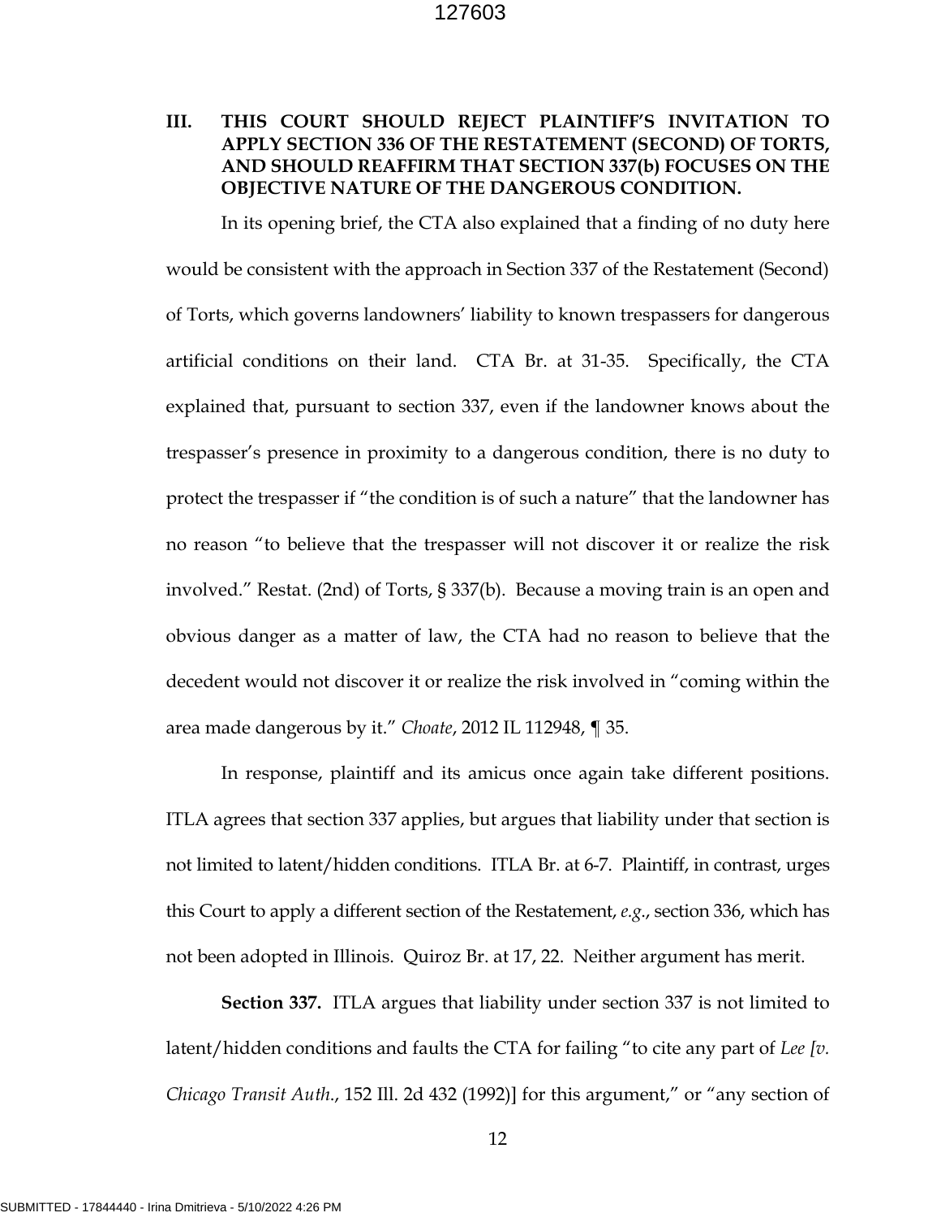## III. THIS COURT SHOULD REJECT PLAINTIFF'S INVITATION TO APPLY SECTION 336 OF THE RESTATEMENT (SECOND) OF TORTS, AND SHOULD REAFFIRM THAT SECTION 337(b) FOCUSES ON THE OBJECTIVE NATURE OF THE DANGEROUS CONDITION.

In its opening brief, the CTA also explained that a finding of no duty here would be consistent with the approach in Section 337 of the Restatement (Second) of Torts, which governs landowners' liability to known trespassers for dangerous artificial conditions on their land. CTA Br. at 31-35. Specifically, the CTA explained that, pursuant to section 337, even if the landowner knows about the trespasser's presence in proximity to a dangerous condition, there is no duty to protect the trespasser if "the condition is of such a nature" that the landowner has no reason "to believe that the trespasser will not discover it or realize the risk involved." Restat. (2nd) of Torts, § 337(b). Because a moving train is an open and obvious danger as a matter of law, the CTA had no reason to believe that the decedent would not discover it or realize the risk involved in "coming within the area made dangerous by it." *Choate*, 2012 IL 112948, ¶ 35.

In response, plaintiff and its amicus once again take different positions. ITLA agrees that section 337 applies, but argues that liability under that section is not limited to latent/hidden conditions. ITLA Br. at 6-7. Plaintiff, in contrast, urges this Court to apply a different section of the Restatement, *e.g.*, section 336, which has not been adopted in Illinois. Quiroz Br. at 17, 22. Neither argument has merit.

**Section 337.** ITLA argues that liability under section 337 is not limited to latent/hidden conditions and faults the CTA for failing "to cite any part of *Lee [v. Chicago Transit Auth.*, 152 Ill. 2d 432 (1992)] for this argument," or "any section of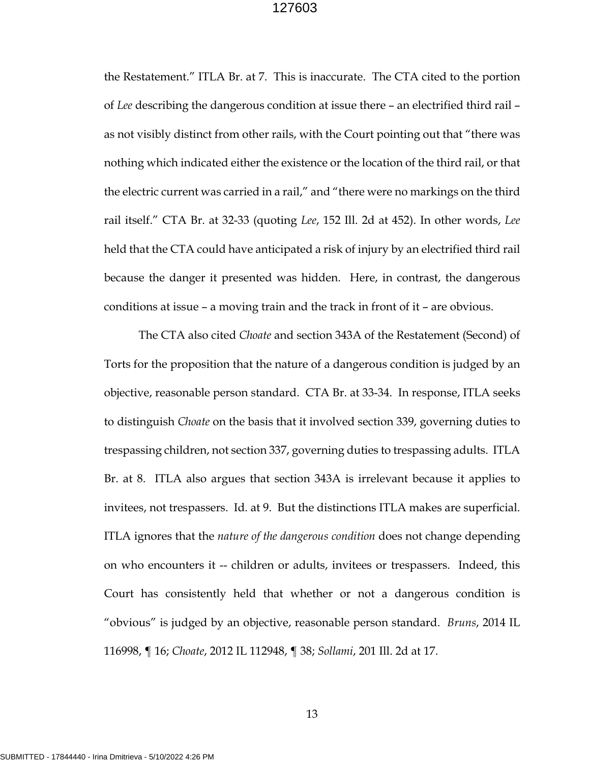the Restatement." ITLA Br. at 7. This is inaccurate. The CTA cited to the portion of *Lee* describing the dangerous condition at issue there – an electrified third rail – as not visibly distinct from other rails, with the Court pointing out that "there was nothing which indicated either the existence or the location of the third rail, or that the electric current was carried in a rail," and "there were no markings on the third rail itself." CTA Br. at 32-33 (quoting *Lee*, 152 Ill. 2d at 452). In other words, *Lee* held that the CTA could have anticipated a risk of injury by an electrified third rail because the danger it presented was hidden. Here, in contrast, the dangerous conditions at issue – a moving train and the track in front of it – are obvious.

The CTA also cited *Choate* and section 343A of the Restatement (Second) of Torts for the proposition that the nature of a dangerous condition is judged by an objective, reasonable person standard. CTA Br. at 33-34. In response, ITLA seeks to distinguish *Choate* on the basis that it involved section 339, governing duties to trespassing children, not section 337, governing duties to trespassing adults. ITLA Br. at 8. ITLA also argues that section 343A is irrelevant because it applies to invitees, not trespassers. Id. at 9. But the distinctions ITLA makes are superficial. ITLA ignores that the *nature of the dangerous condition* does not change depending on who encounters it -- children or adults, invitees or trespassers. Indeed, this Court has consistently held that whether or not a dangerous condition is "obvious" is judged by an objective, reasonable person standard. *Bruns*, 2014 IL 116998, ¶ 16; *Choate*, 2012 IL 112948, ¶ 38; *Sollami*, 201 Ill. 2d at 17.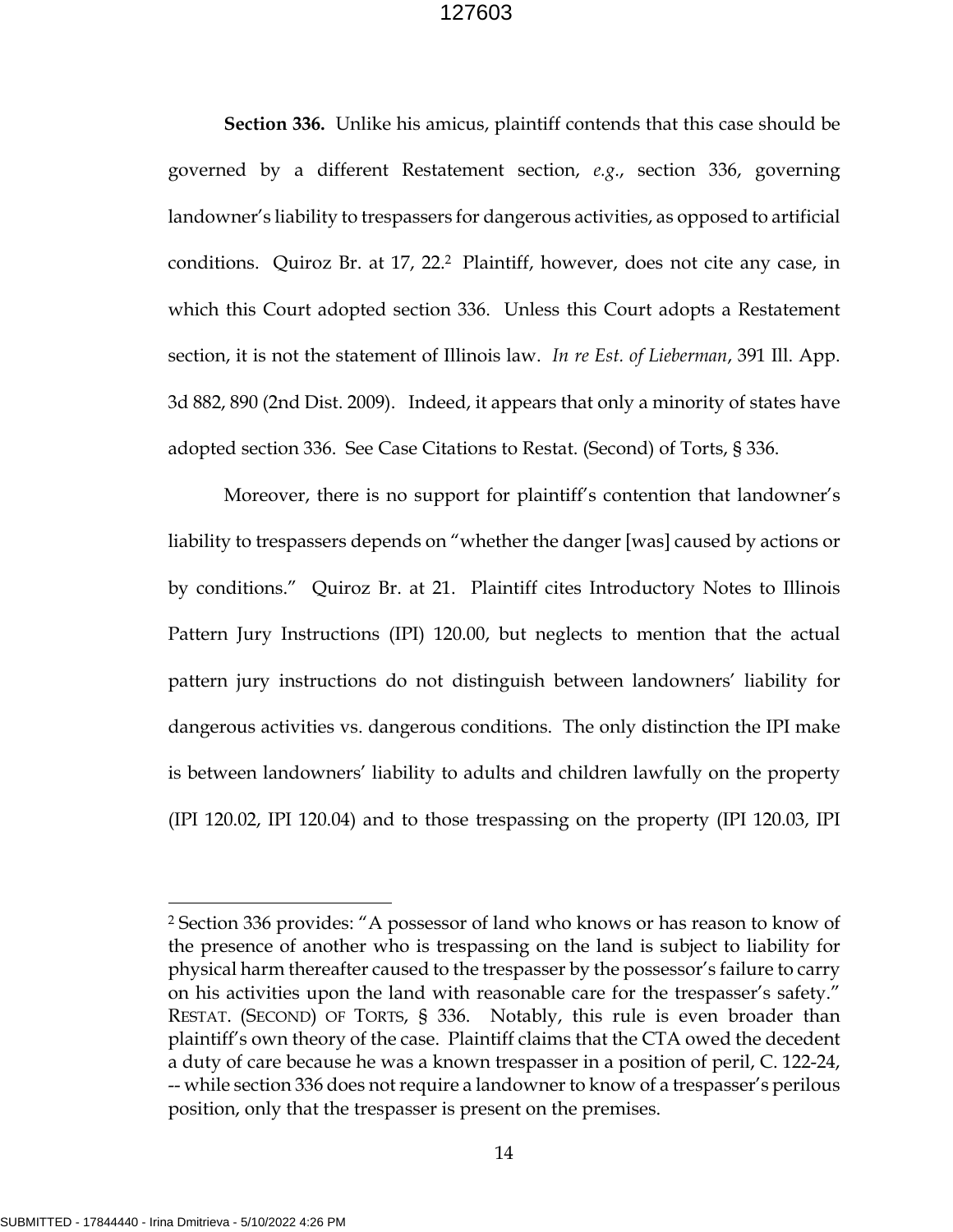**Section 336.** Unlike his amicus, plaintiff contends that this case should be governed by a different Restatement section, *e.g.*, section 336, governing landowner's liability to trespassers for dangerous activities, as opposed to artificial conditions. Quiroz Br. at 17, 22.[2] Plaintiff, however, does not cite any case, in which this Court adopted section 336. Unless this Court adopts a Restatement section, it is not the statement of Illinois law. *In re Est. of Lieberman*, 391 Ill. App. 3d 882, 890 (2nd Dist. 2009). Indeed, it appears that only a minority of states have adopted section 336. See Case Citations to Restat. (Second) of Torts, § 336.

Moreover, there is no support for plaintiff's contention that landowner's liability to trespassers depends on "whether the danger [was] caused by actions or by conditions." Quiroz Br. at 21. Plaintiff cites Introductory Notes to Illinois Pattern Jury Instructions (IPI) 120.00, but neglects to mention that the actual pattern jury instructions do not distinguish between landowners' liability for dangerous activities vs. dangerous conditions. The only distinction the IPI make is between landowners' liability to adults and children lawfully on the property (IPI 120.02, IPI 120.04) and to those trespassing on the property (IPI 120.03, IPI

---

[2] Section 336 provides: "A possessor of land who knows or has reason to know of the presence of another who is trespassing on the land is subject to liability for physical harm thereafter caused to the trespasser by the possessor's failure to carry on his activities upon the land with reasonable care for the trespasser's safety." RESTAT. (SECOND) OF TORTS, § 336. Notably, this rule is even broader than plaintiff's own theory of the case. Plaintiff claims that the CTA owed the decedent a duty of care because he was a known trespasser in a position of peril, C. 122-24, -- while section 336 does not require a landowner to know of a trespasser's perilous position, only that the trespasser is present on the premises.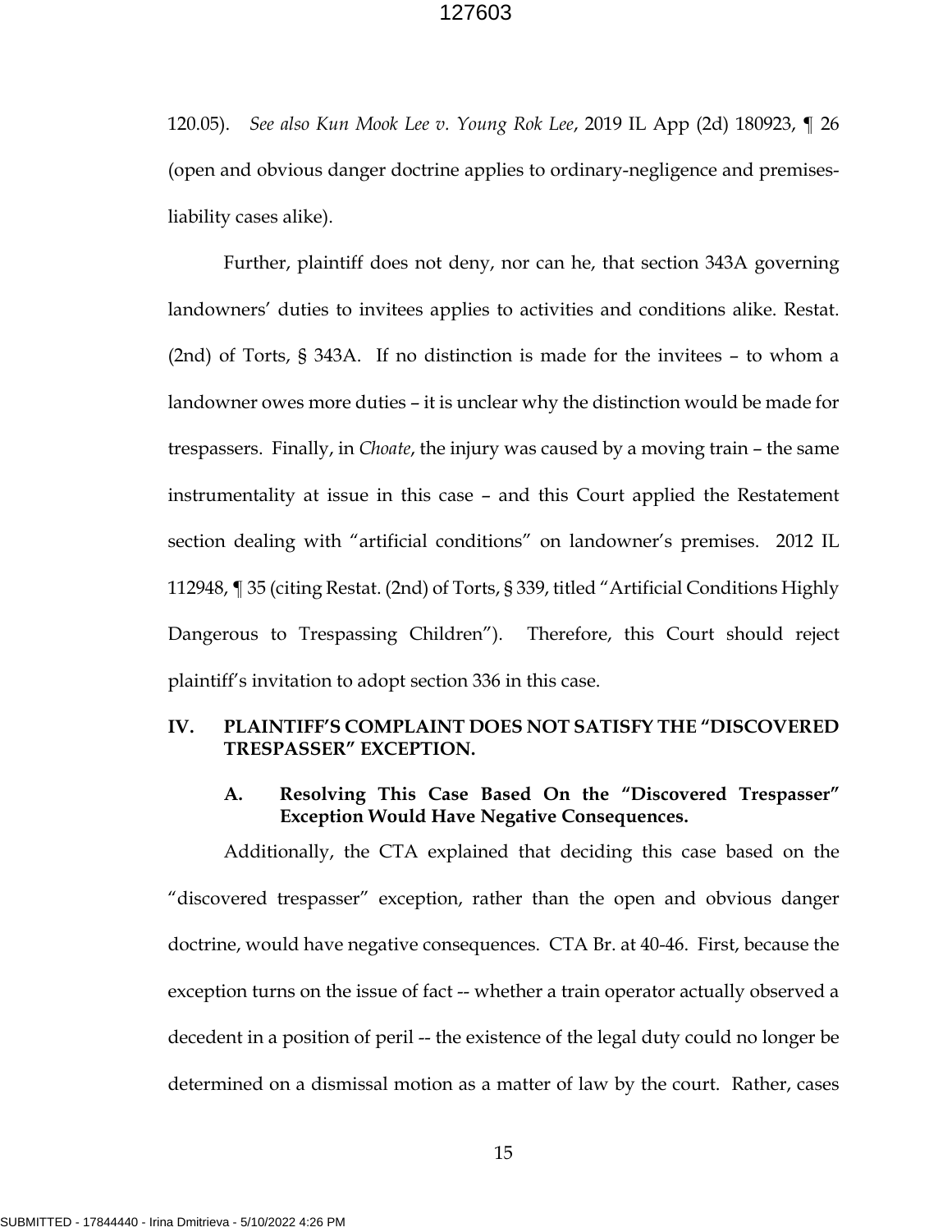120.05). *See also Kun Mook Lee v. Young Rok Lee*, 2019 IL App (2d) 180923, ¶ 26 (open and obvious danger doctrine applies to ordinary-negligence and premises-liability cases alike).

Further, plaintiff does not deny, nor can he, that section 343A governing landowners' duties to invitees applies to activities and conditions alike. Restat. (2nd) of Torts, § 343A. If no distinction is made for the invitees – to whom a landowner owes more duties – it is unclear why the distinction would be made for trespassers. Finally, in *Choate*, the injury was caused by a moving train – the same instrumentality at issue in this case – and this Court applied the Restatement section dealing with "artificial conditions" on landowner's premises. 2012 IL 112948, ¶ 35 (citing Restat. (2nd) of Torts, § 339, titled "Artificial Conditions Highly Dangerous to Trespassing Children"). Therefore, this Court should reject plaintiff's invitation to adopt section 336 in this case.

## IV. PLAINTIFF'S COMPLAINT DOES NOT SATISFY THE "DISCOVERED TRESPASSER" EXCEPTION.

### A. Resolving This Case Based On the "Discovered Trespasser" Exception Would Have Negative Consequences.

Additionally, the CTA explained that deciding this case based on the "discovered trespasser" exception, rather than the open and obvious danger doctrine, would have negative consequences. CTA Br. at 40-46. First, because the exception turns on the issue of fact -- whether a train operator actually observed a decedent in a position of peril -- the existence of the legal duty could no longer be determined on a dismissal motion as a matter of law by the court. Rather, cases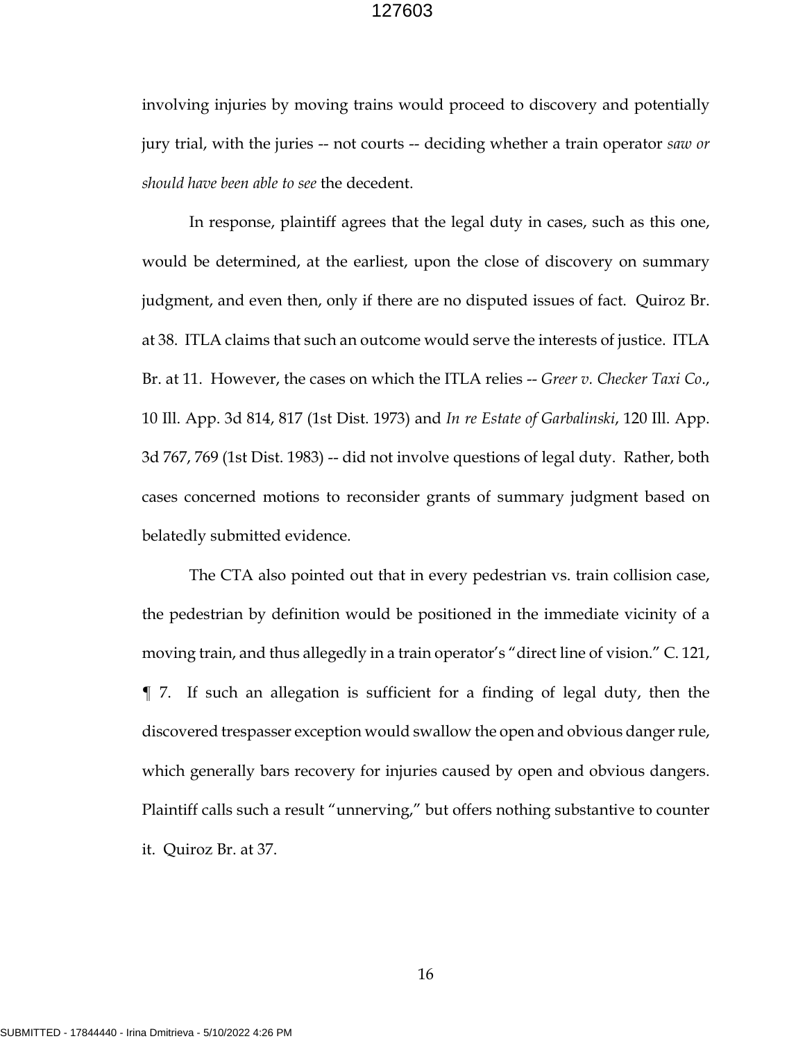involving injuries by moving trains would proceed to discovery and potentially jury trial, with the juries -- not courts -- deciding whether a train operator *saw or should have been able to see* the decedent.

In response, plaintiff agrees that the legal duty in cases, such as this one, would be determined, at the earliest, upon the close of discovery on summary judgment, and even then, only if there are no disputed issues of fact. Quiroz Br. at 38. ITLA claims that such an outcome would serve the interests of justice. ITLA Br. at 11. However, the cases on which the ITLA relies -- *Greer v. Checker Taxi Co.*, 10 Ill. App. 3d 814, 817 (1st Dist. 1973) and *In re Estate of Garbalinski*, 120 Ill. App. 3d 767, 769 (1st Dist. 1983) -- did not involve questions of legal duty. Rather, both cases concerned motions to reconsider grants of summary judgment based on belatedly submitted evidence.

The CTA also pointed out that in every pedestrian vs. train collision case, the pedestrian by definition would be positioned in the immediate vicinity of a moving train, and thus allegedly in a train operator's "direct line of vision." C. 121, ¶ 7. If such an allegation is sufficient for a finding of legal duty, then the discovered trespasser exception would swallow the open and obvious danger rule, which generally bars recovery for injuries caused by open and obvious dangers. Plaintiff calls such a result "unnerving," but offers nothing substantive to counter it. Quiroz Br. at 37.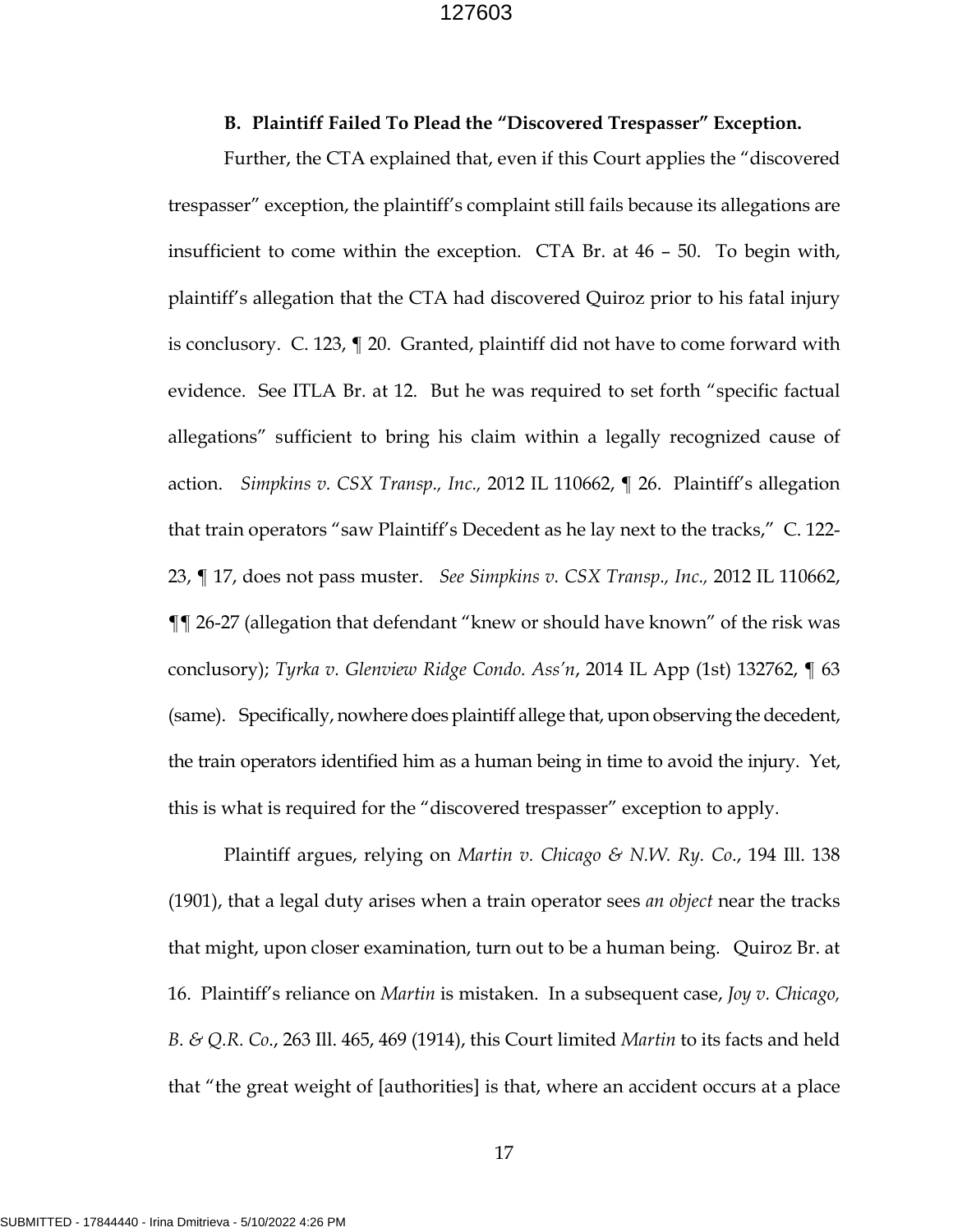### B. Plaintiff Failed To Plead the "Discovered Trespasser" Exception.

Further, the CTA explained that, even if this Court applies the "discovered trespasser" exception, the plaintiff's complaint still fails because its allegations are insufficient to come within the exception. CTA Br. at 46 – 50. To begin with, plaintiff's allegation that the CTA had discovered Quiroz prior to his fatal injury is conclusory. C. 123, ¶ 20. Granted, plaintiff did not have to come forward with evidence. See ITLA Br. at 12. But he was required to set forth "specific factual allegations" sufficient to bring his claim within a legally recognized cause of action. *Simpkins v. CSX Transp., Inc.,* 2012 IL 110662, ¶ 26. Plaintiff's allegation that train operators "saw Plaintiff's Decedent as he lay next to the tracks," C. 122-23, ¶ 17, does not pass muster. *See Simpkins v. CSX Transp., Inc.,* 2012 IL 110662, ¶¶ 26-27 (allegation that defendant "knew or should have known" of the risk was conclusory); *Tyrka v. Glenview Ridge Condo. Ass'n*, 2014 IL App (1st) 132762, ¶ 63 (same). Specifically, nowhere does plaintiff allege that, upon observing the decedent, the train operators identified him as a human being in time to avoid the injury. Yet, this is what is required for the "discovered trespasser" exception to apply.

Plaintiff argues, relying on *Martin v. Chicago & N.W. Ry. Co.*, 194 Ill. 138 (1901), that a legal duty arises when a train operator sees *an object* near the tracks that might, upon closer examination, turn out to be a human being. Quiroz Br. at 16. Plaintiff's reliance on *Martin* is mistaken. In a subsequent case, *Joy v. Chicago, B. & Q.R. Co.*, 263 Ill. 465, 469 (1914), this Court limited *Martin* to its facts and held that "the great weight of [authorities] is that, where an accident occurs at a place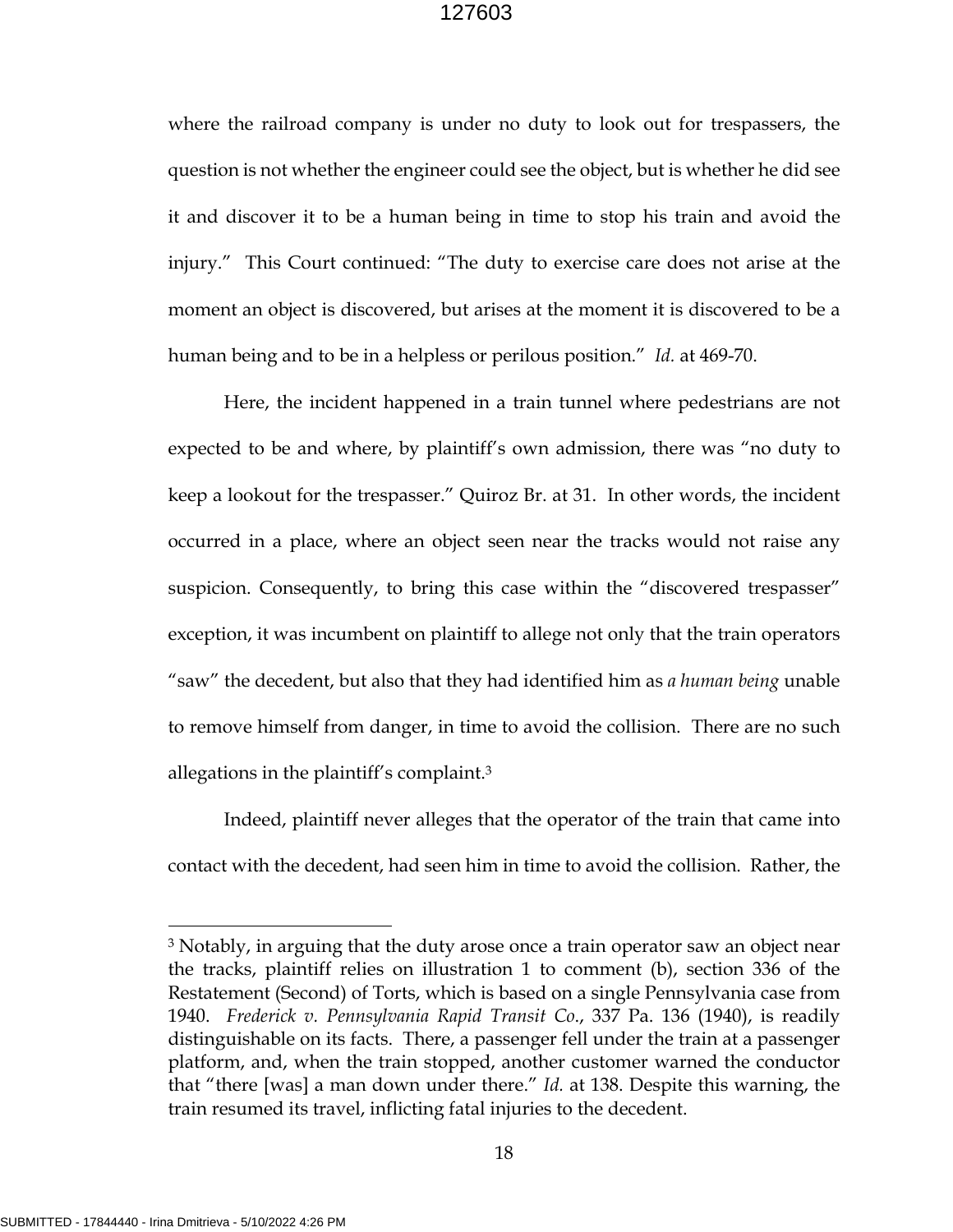where the railroad company is under no duty to look out for trespassers, the question is not whether the engineer could see the object, but is whether he did see it and discover it to be a human being in time to stop his train and avoid the injury." This Court continued: "The duty to exercise care does not arise at the moment an object is discovered, but arises at the moment it is discovered to be a human being and to be in a helpless or perilous position." *Id.* at 469-70.

Here, the incident happened in a train tunnel where pedestrians are not expected to be and where, by plaintiff's own admission, there was "no duty to keep a lookout for the trespasser." Quiroz Br. at 31. In other words, the incident occurred in a place, where an object seen near the tracks would not raise any suspicion. Consequently, to bring this case within the "discovered trespasser" exception, it was incumbent on plaintiff to allege not only that the train operators "saw" the decedent, but also that they had identified him as *a human being* unable to remove himself from danger, in time to avoid the collision. There are no such allegations in the plaintiff's complaint.[3]

Indeed, plaintiff never alleges that the operator of the train that came into contact with the decedent, had seen him in time to avoid the collision. Rather, the

[3] Notably, in arguing that the duty arose once a train operator saw an object near the tracks, plaintiff relies on illustration 1 to comment (b), section 336 of the Restatement (Second) of Torts, which is based on a single Pennsylvania case from 1940. *Frederick v. Pennsylvania Rapid Transit Co.*, 337 Pa. 136 (1940), is readily distinguishable on its facts. There, a passenger fell under the train at a passenger platform, and, when the train stopped, another customer warned the conductor that "there [was] a man down under there." *Id.* at 138. Despite this warning, the train resumed its travel, inflicting fatal injuries to the decedent.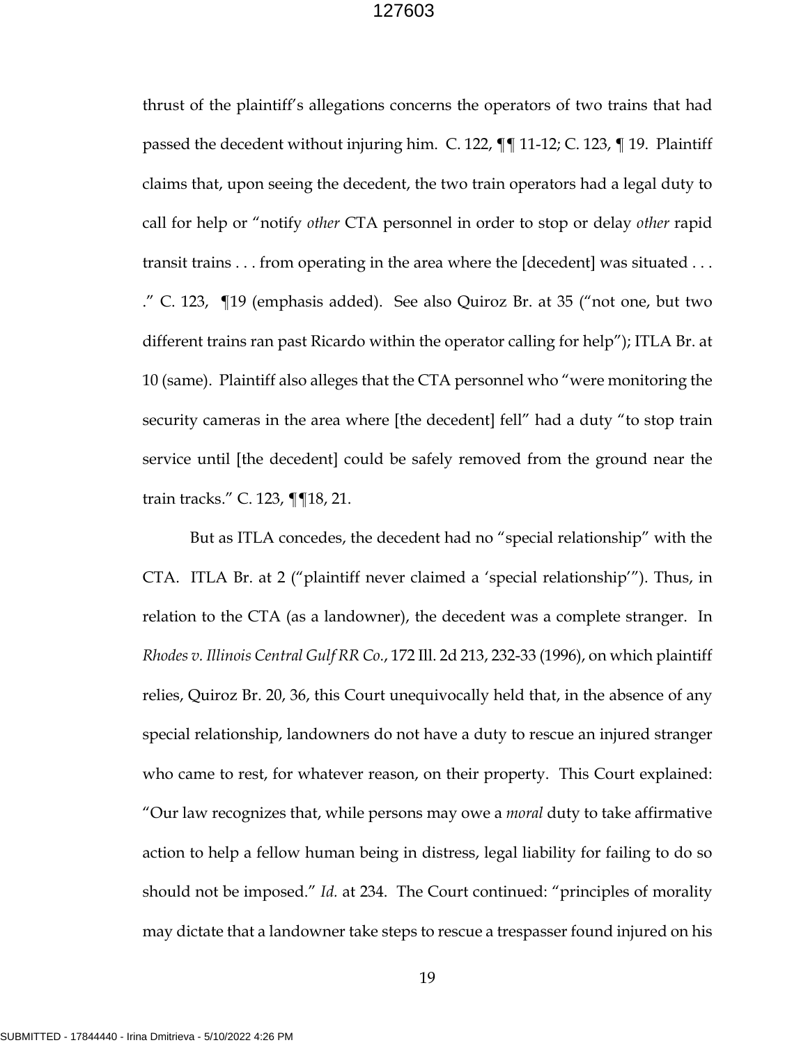thrust of the plaintiff's allegations concerns the operators of two trains that had passed the decedent without injuring him. C. 122, ¶¶ 11-12; C. 123, ¶ 19. Plaintiff claims that, upon seeing the decedent, the two train operators had a legal duty to call for help or "notify *other* CTA personnel in order to stop or delay *other* rapid transit trains . . . from operating in the area where the [decedent] was situated . . . ." C. 123, ¶19 (emphasis added). See also Quiroz Br. at 35 ("not one, but two different trains ran past Ricardo within the operator calling for help"); ITLA Br. at 10 (same). Plaintiff also alleges that the CTA personnel who "were monitoring the security cameras in the area where [the decedent] fell" had a duty "to stop train service until [the decedent] could be safely removed from the ground near the train tracks." C. 123, ¶¶18, 21.

But as ITLA concedes, the decedent had no "special relationship" with the CTA. ITLA Br. at 2 ("plaintiff never claimed a 'special relationship'"). Thus, in relation to the CTA (as a landowner), the decedent was a complete stranger. In *Rhodes v. Illinois Central Gulf RR Co.*, 172 Ill. 2d 213, 232-33 (1996), on which plaintiff relies, Quiroz Br. 20, 36, this Court unequivocally held that, in the absence of any special relationship, landowners do not have a duty to rescue an injured stranger who came to rest, for whatever reason, on their property. This Court explained: "Our law recognizes that, while persons may owe a *moral* duty to take affirmative action to help a fellow human being in distress, legal liability for failing to do so should not be imposed." *Id.* at 234. The Court continued: "principles of morality may dictate that a landowner take steps to rescue a trespasser found injured on his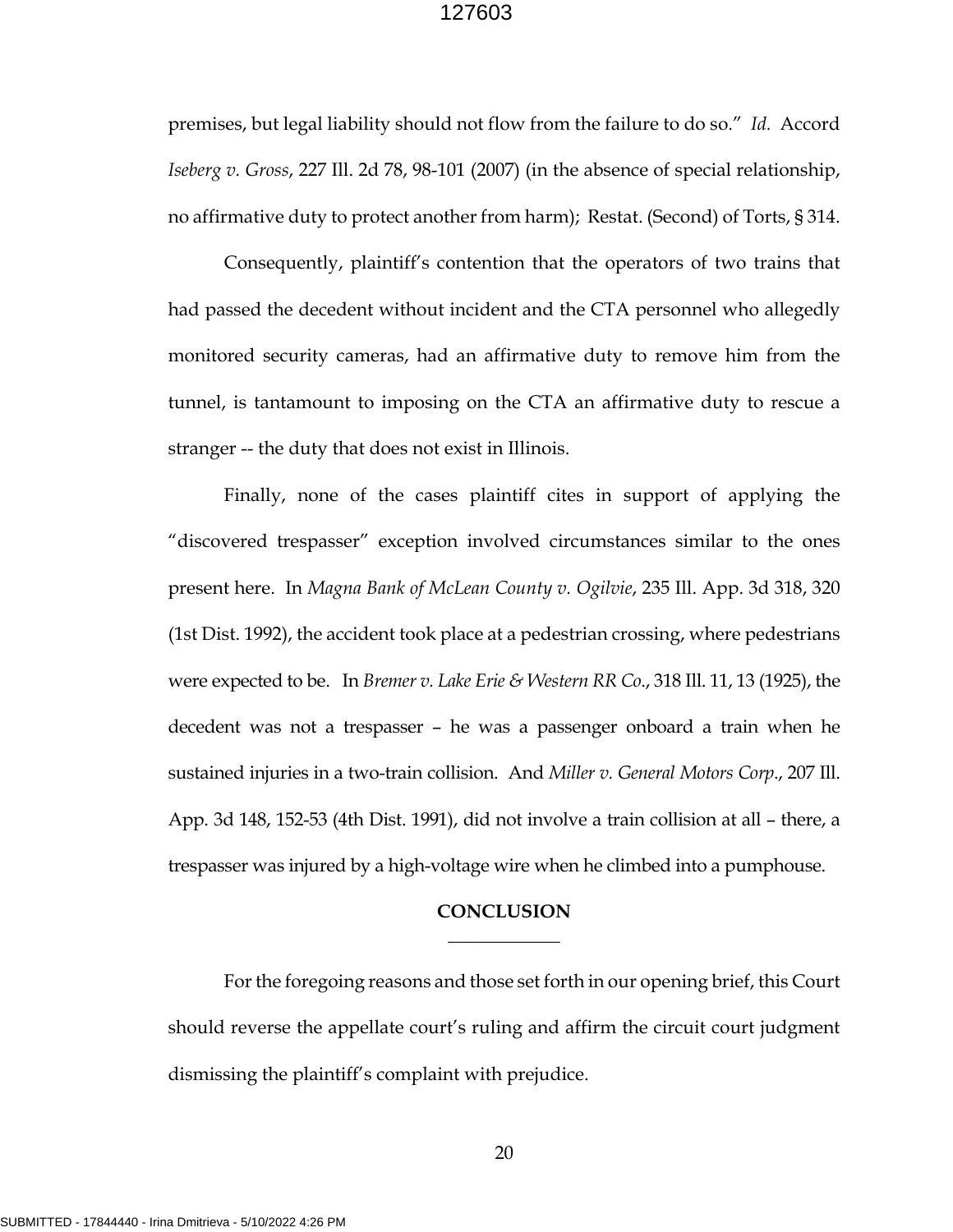premises, but legal liability should not flow from the failure to do so." *Id.* Accord *Iseberg v. Gross*, 227 Ill. 2d 78, 98-101 (2007) (in the absence of special relationship, no affirmative duty to protect another from harm); Restat. (Second) of Torts, § 314.

Consequently, plaintiff's contention that the operators of two trains that had passed the decedent without incident and the CTA personnel who allegedly monitored security cameras, had an affirmative duty to remove him from the tunnel, is tantamount to imposing on the CTA an affirmative duty to rescue a stranger -- the duty that does not exist in Illinois.

Finally, none of the cases plaintiff cites in support of applying the "discovered trespasser" exception involved circumstances similar to the ones present here. In *Magna Bank of McLean County v. Ogilvie*, 235 Ill. App. 3d 318, 320 (1st Dist. 1992), the accident took place at a pedestrian crossing, where pedestrians were expected to be. In *Bremer v. Lake Erie & Western RR Co.*, 318 Ill. 11, 13 (1925), the decedent was not a trespasser – he was a passenger onboard a train when he sustained injuries in a two-train collision. And *Miller v. General Motors Corp.*, 207 Ill. App. 3d 148, 152-53 (4th Dist. 1991), did not involve a train collision at all – there, a trespasser was injured by a high-voltage wire when he climbed into a pumphouse.

## CONCLUSION

For the foregoing reasons and those set forth in our opening brief, this Court should reverse the appellate court's ruling and affirm the circuit court judgment dismissing the plaintiff's complaint with prejudice.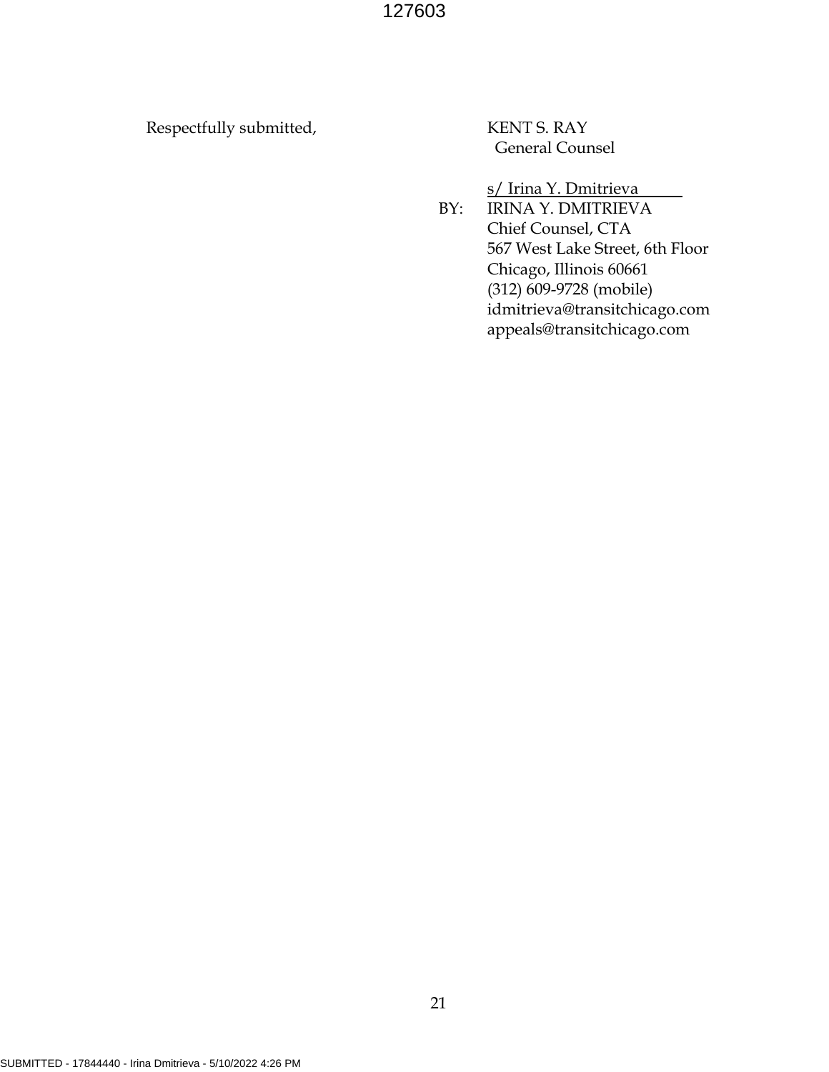Respectfully submitted,

KENT S. RAY
General Counsel

s/ Irina Y. Dmitrieva

BY: IRINA Y. DMITRIEVA
Chief Counsel, CTA
567 West Lake Street, 6th Floor
Chicago, Illinois 60661
(312) 609-9728 (mobile)
idmitrieva@transitchicago.com
appeals@transitchicago.com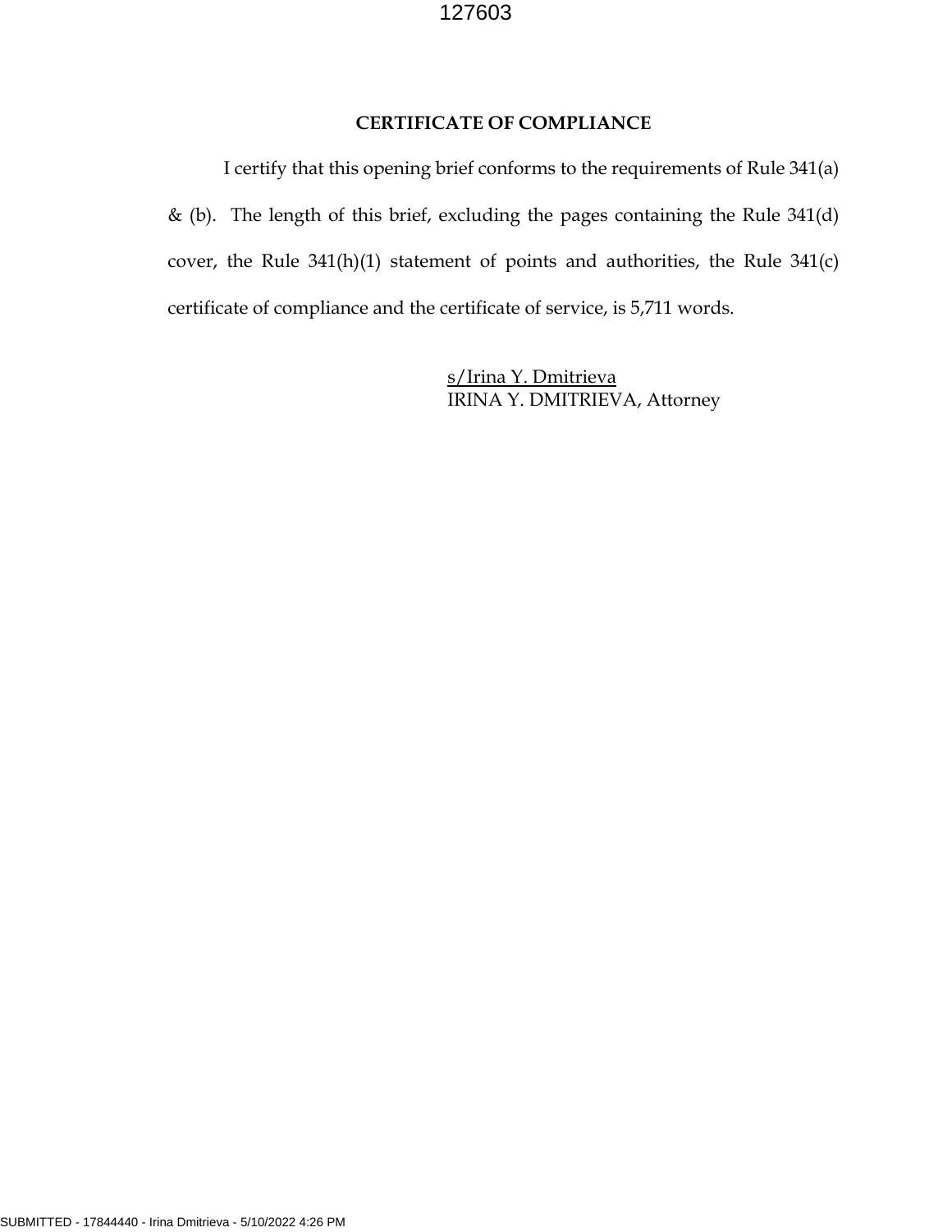## CERTIFICATE OF COMPLIANCE

I certify that this opening brief conforms to the requirements of Rule 341(a) & (b). The length of this brief, excluding the pages containing the Rule 341(d) cover, the Rule 341(h)(1) statement of points and authorities, the Rule 341(c) certificate of compliance and the certificate of service, is 5,711 words.

s/Irina Y. Dmitrieva
IRINA Y. DMITRIEVA, Attorney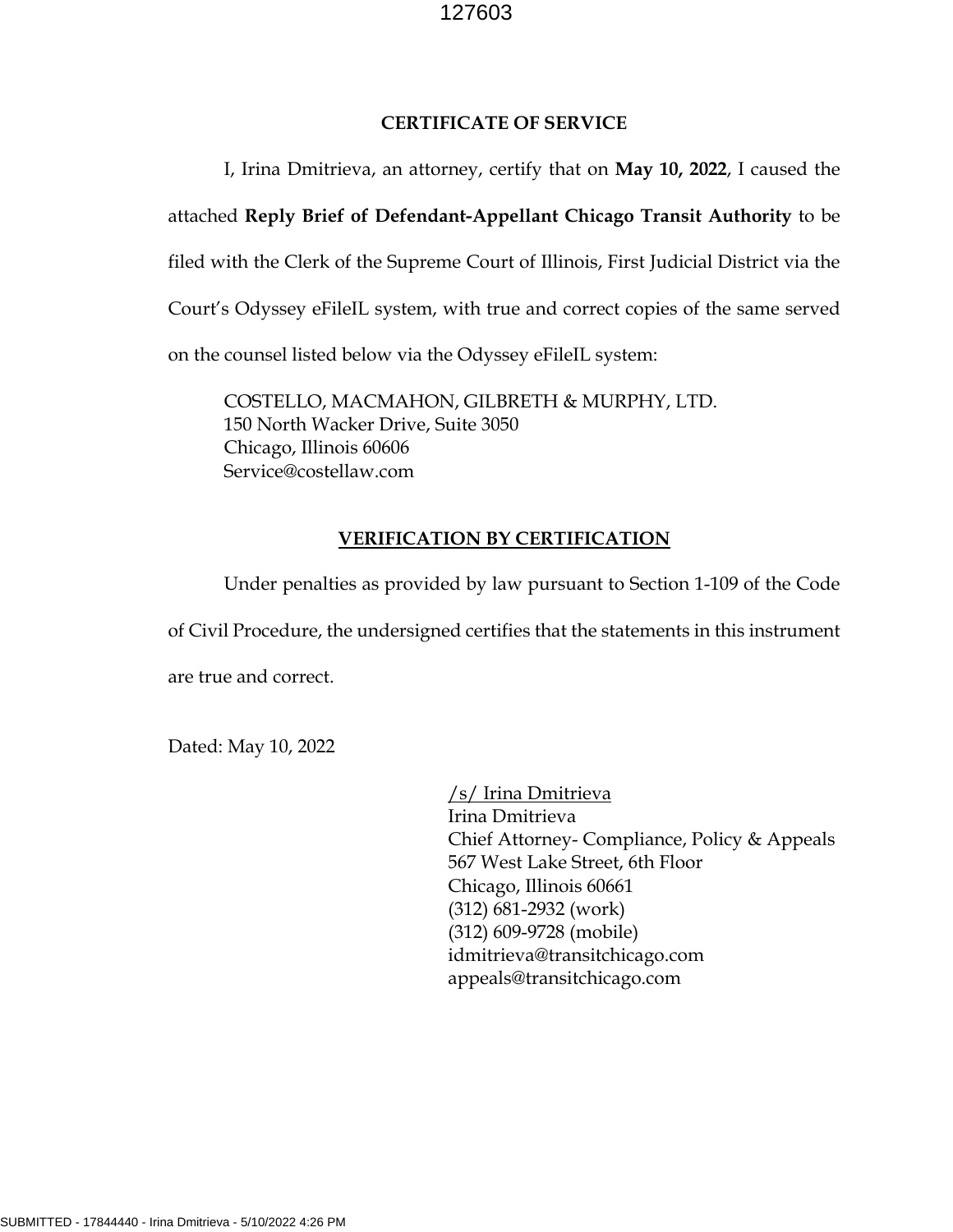## CERTIFICATE OF SERVICE

I, Irina Dmitrieva, an attorney, certify that on **May 10, 2022**, I caused the attached **Reply Brief of Defendant-Appellant Chicago Transit Authority** to be filed with the Clerk of the Supreme Court of Illinois, First Judicial District via the Court's Odyssey eFileIL system, with true and correct copies of the same served on the counsel listed below via the Odyssey eFileIL system:

COSTELLO, MACMAHON, GILBRETH & MURPHY, LTD.
150 North Wacker Drive, Suite 3050
Chicago, Illinois 60606
Service@costellaw.com

## VERIFICATION BY CERTIFICATION

Under penalties as provided by law pursuant to Section 1-109 of the Code of Civil Procedure, the undersigned certifies that the statements in this instrument are true and correct.

Dated: May 10, 2022

/s/ Irina Dmitrieva
Irina Dmitrieva
Chief Attorney- Compliance, Policy & Appeals
567 West Lake Street, 6th Floor
Chicago, Illinois 60661
(312) 681-2932 (work)
(312) 609-9728 (mobile)
idmitrieva@transitchicago.com
appeals@transitchicago.com